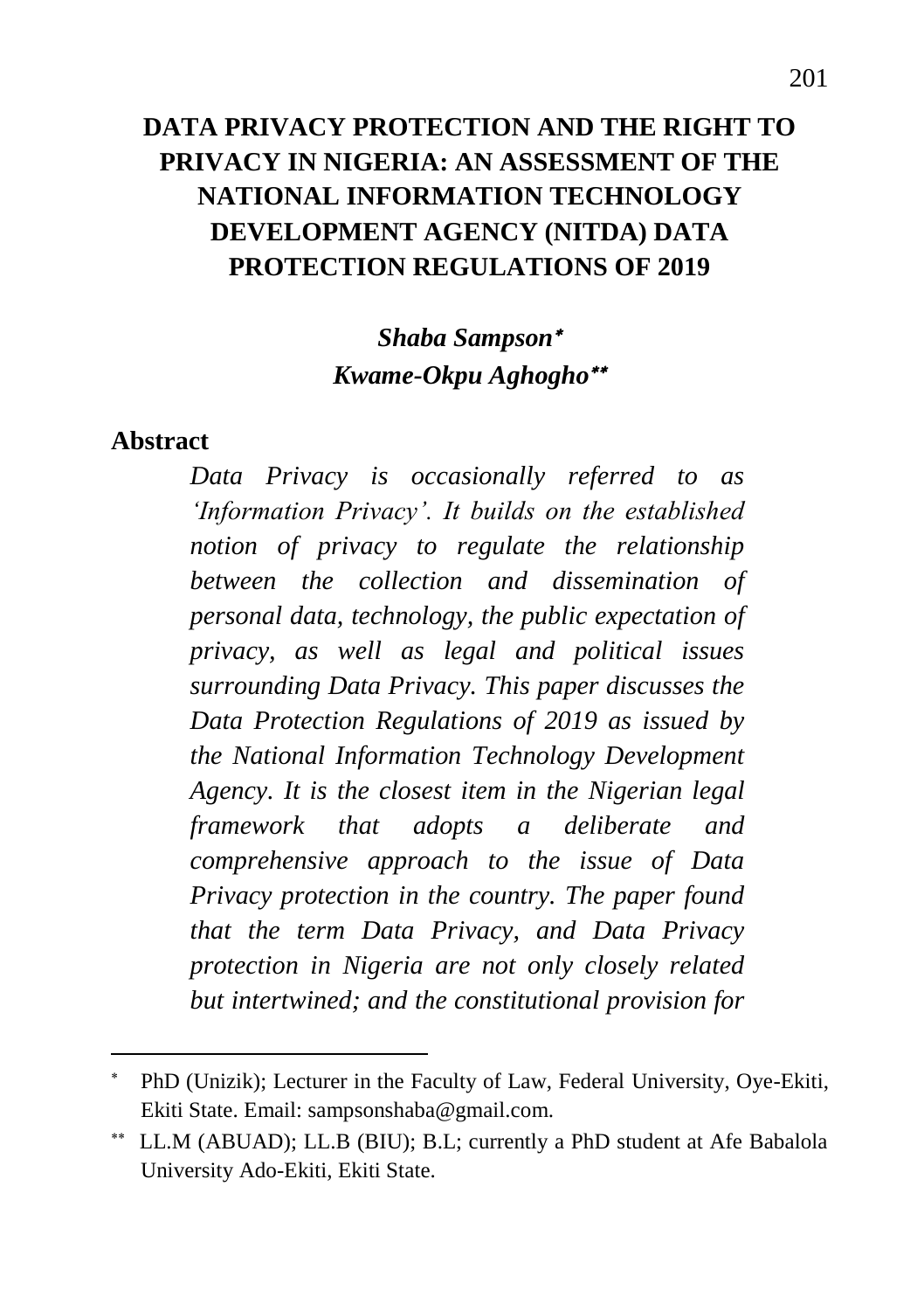# DATA PRIVACY PROTECTION AND THE RIGHT TO PRIVACY IN NIGERIA: AN ASSESSMENT OF THE NATIONAL INFORMATION TECHNOLOGY DEVELOPMENT AGENCY (NITDA) DATA PROTECTION REGULATIONS OF 2019

***Shaba Sampson*** [*]

***Kwame-Okpu Aghogho*** [**]

## Abstract

*Data Privacy is occasionally referred to as 'Information Privacy'. It builds on the established notion of privacy to regulate the relationship between the collection and dissemination of personal data, technology, the public expectation of privacy, as well as legal and political issues surrounding Data Privacy. This paper discusses the Data Protection Regulations of 2019 as issued by the National Information Technology Development Agency. It is the closest item in the Nigerian legal framework that adopts a deliberate and comprehensive approach to the issue of Data Privacy protection in the country. The paper found that the term Data Privacy, and Data Privacy protection in Nigeria are not only closely related but intertwined; and the constitutional provision for*

---

[*] PhD (Unizik); Lecturer in the Faculty of Law, Federal University, Oye-Ekiti, Ekiti State. Email: sampsonshaba@gmail.com.

[**] LL.M (ABUAD); LL.B (BIU); B.L; currently a PhD student at Afe Babalola University Ado-Ekiti, Ekiti State.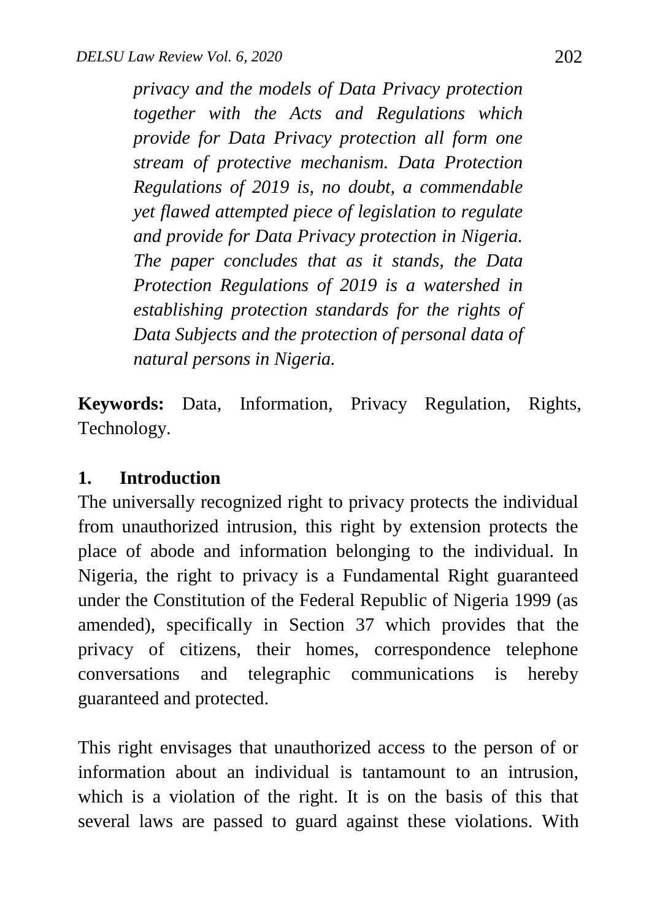*privacy and the models of Data Privacy protection together with the Acts and Regulations which provide for Data Privacy protection all form one stream of protective mechanism. Data Protection Regulations of 2019 is, no doubt, a commendable yet flawed attempted piece of legislation to regulate and provide for Data Privacy protection in Nigeria. The paper concludes that as it stands, the Data Protection Regulations of 2019 is a watershed in establishing protection standards for the rights of Data Subjects and the protection of personal data of natural persons in Nigeria.*

**Keywords:** Data, Information, Privacy Regulation, Rights, Technology.

## 1. Introduction

The universally recognized right to privacy protects the individual from unauthorized intrusion, this right by extension protects the place of abode and information belonging to the individual. In Nigeria, the right to privacy is a Fundamental Right guaranteed under the Constitution of the Federal Republic of Nigeria 1999 (as amended), specifically in Section 37 which provides that the privacy of citizens, their homes, correspondence telephone conversations and telegraphic communications is hereby guaranteed and protected.

This right envisages that unauthorized access to the person of or information about an individual is tantamount to an intrusion, which is a violation of the right. It is on the basis of this that several laws are passed to guard against these violations. With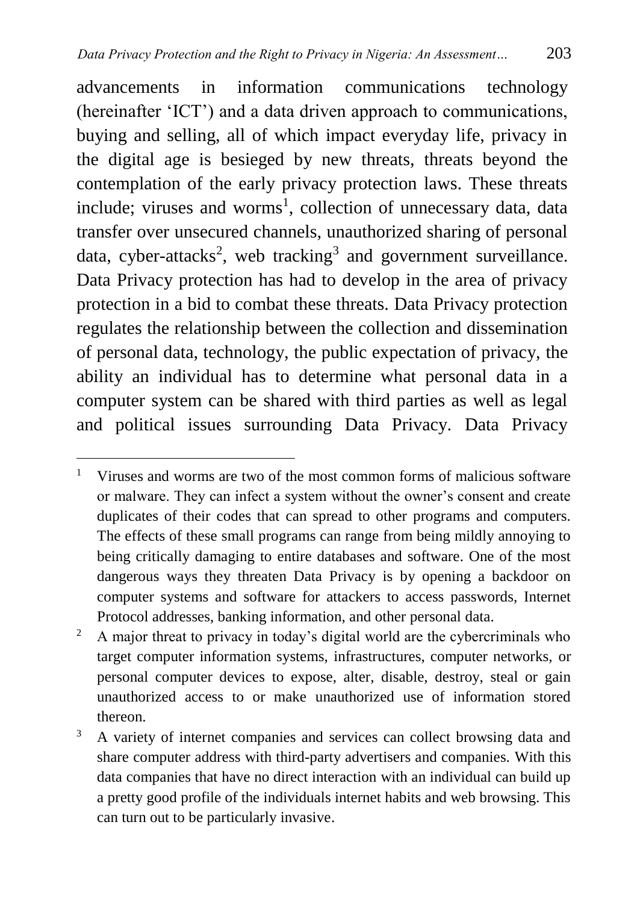advancements in information communications technology (hereinafter 'ICT') and a data driven approach to communications, buying and selling, all of which impact everyday life, privacy in the digital age is besieged by new threats, threats beyond the contemplation of the early privacy protection laws. These threats include; viruses and worms[1], collection of unnecessary data, data transfer over unsecured channels, unauthorized sharing of personal data, cyber-attacks[2], web tracking[3] and government surveillance. Data Privacy protection has had to develop in the area of privacy protection in a bid to combat these threats. Data Privacy protection regulates the relationship between the collection and dissemination of personal data, technology, the public expectation of privacy, the ability an individual has to determine what personal data in a computer system can be shared with third parties as well as legal and political issues surrounding Data Privacy. Data Privacy

---

[1] Viruses and worms are two of the most common forms of malicious software or malware. They can infect a system without the owner's consent and create duplicates of their codes that can spread to other programs and computers. The effects of these small programs can range from being mildly annoying to being critically damaging to entire databases and software. One of the most dangerous ways they threaten Data Privacy is by opening a backdoor on computer systems and software for attackers to access passwords, Internet Protocol addresses, banking information, and other personal data.

[2] A major threat to privacy in today's digital world are the cybercriminals who target computer information systems, infrastructures, computer networks, or personal computer devices to expose, alter, disable, destroy, steal or gain unauthorized access to or make unauthorized use of information stored thereon.

[3] A variety of internet companies and services can collect browsing data and share computer address with third-party advertisers and companies. With this data companies that have no direct interaction with an individual can build up a pretty good profile of the individuals internet habits and web browsing. This can turn out to be particularly invasive.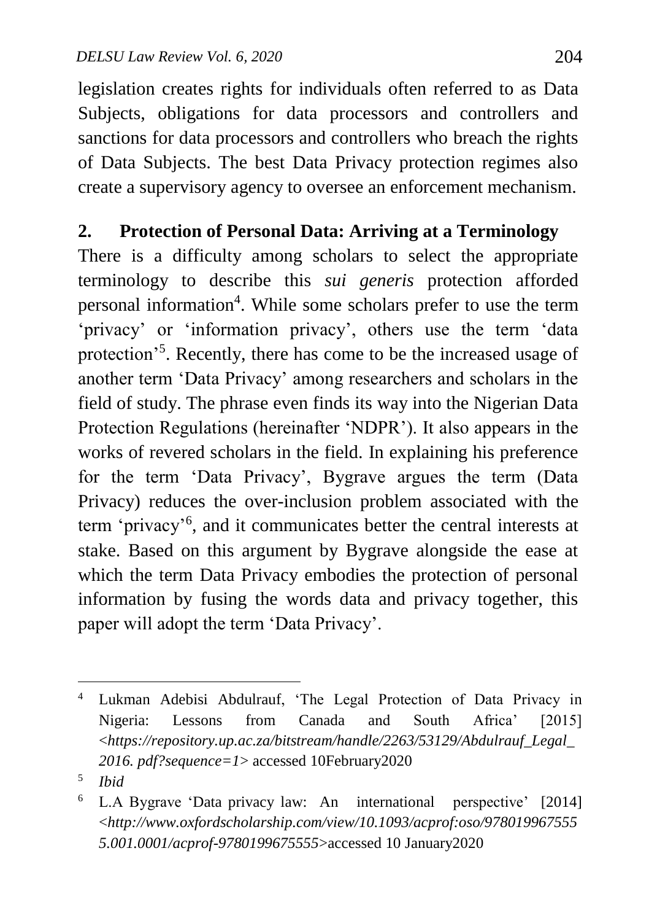legislation creates rights for individuals often referred to as Data Subjects, obligations for data processors and controllers and sanctions for data processors and controllers who breach the rights of Data Subjects. The best Data Privacy protection regimes also create a supervisory agency to oversee an enforcement mechanism.

## 2. Protection of Personal Data: Arriving at a Terminology

There is a difficulty among scholars to select the appropriate terminology to describe this *sui generis* protection afforded personal information[4]. While some scholars prefer to use the term 'privacy' or 'information privacy', others use the term 'data protection'[5]. Recently, there has come to be the increased usage of another term 'Data Privacy' among researchers and scholars in the field of study. The phrase even finds its way into the Nigerian Data Protection Regulations (hereinafter 'NDPR'). It also appears in the works of revered scholars in the field. In explaining his preference for the term 'Data Privacy', Bygrave argues the term (Data Privacy) reduces the over-inclusion problem associated with the term 'privacy'[6], and it communicates better the central interests at stake. Based on this argument by Bygrave alongside the ease at which the term Data Privacy embodies the protection of personal information by fusing the words data and privacy together, this paper will adopt the term 'Data Privacy'.

---

[4] Lukman Adebisi Abdulrauf, 'The Legal Protection of Data Privacy in Nigeria: Lessons from Canada and South Africa' [2015] <*https://repository.up.ac.za/bitstream/handle/2263/53129/Abdulrauf_Legal_2016. pdf?sequence=1*> accessed 10February2020

[5] *Ibid*

[6] L.A Bygrave 'Data privacy law: An international perspective' [2014] <*http://www.oxfordscholarship.com/view/10.1093/acprof:oso/9780199675555.001.0001/acprof-9780199675555*>accessed 10 January2020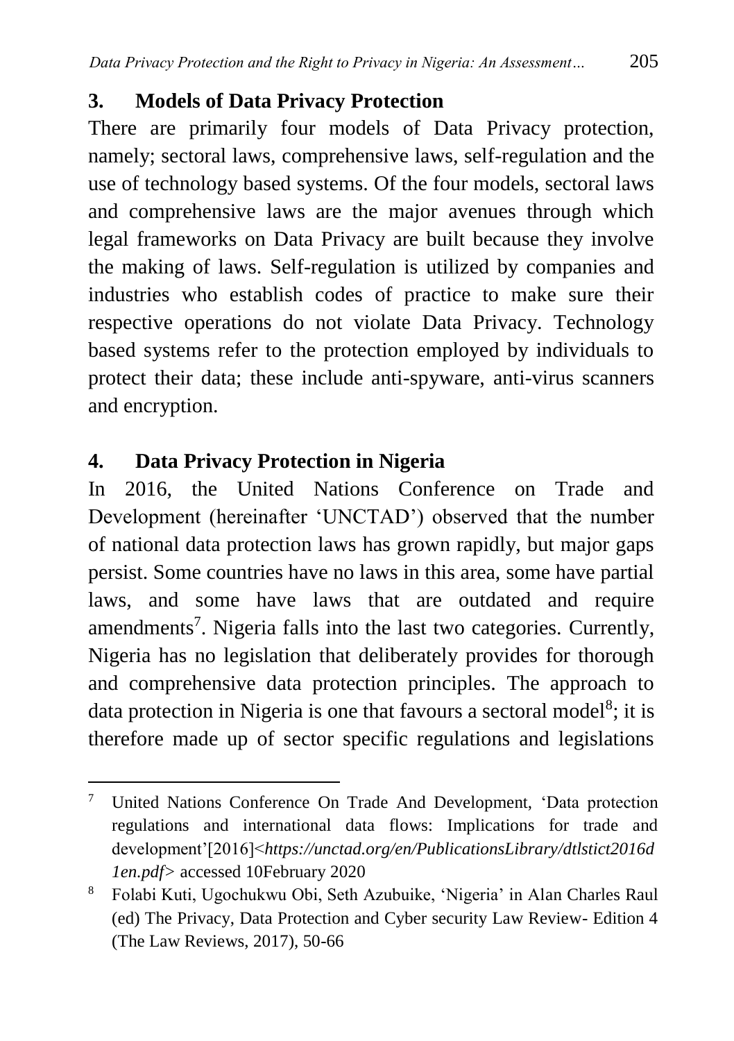## 3. Models of Data Privacy Protection

There are primarily four models of Data Privacy protection, namely; sectoral laws, comprehensive laws, self-regulation and the use of technology based systems. Of the four models, sectoral laws and comprehensive laws are the major avenues through which legal frameworks on Data Privacy are built because they involve the making of laws. Self-regulation is utilized by companies and industries who establish codes of practice to make sure their respective operations do not violate Data Privacy. Technology based systems refer to the protection employed by individuals to protect their data; these include anti-spyware, anti-virus scanners and encryption.

## 4. Data Privacy Protection in Nigeria

In 2016, the United Nations Conference on Trade and Development (hereinafter 'UNCTAD') observed that the number of national data protection laws has grown rapidly, but major gaps persist. Some countries have no laws in this area, some have partial laws, and some have laws that are outdated and require amendments[7]. Nigeria falls into the last two categories. Currently, Nigeria has no legislation that deliberately provides for thorough and comprehensive data protection principles. The approach to data protection in Nigeria is one that favours a sectoral model[8]; it is therefore made up of sector specific regulations and legislations

---

[7] United Nations Conference On Trade And Development, 'Data protection regulations and international data flows: Implications for trade and development'[2016]<*https://unctad.org/en/PublicationsLibrary/dtlstict2016d1en.pdf*> accessed 10February 2020

[8] Folabi Kuti, Ugochukwu Obi, Seth Azubuike, 'Nigeria' in Alan Charles Raul (ed) The Privacy, Data Protection and Cyber security Law Review- Edition 4 (The Law Reviews, 2017), 50-66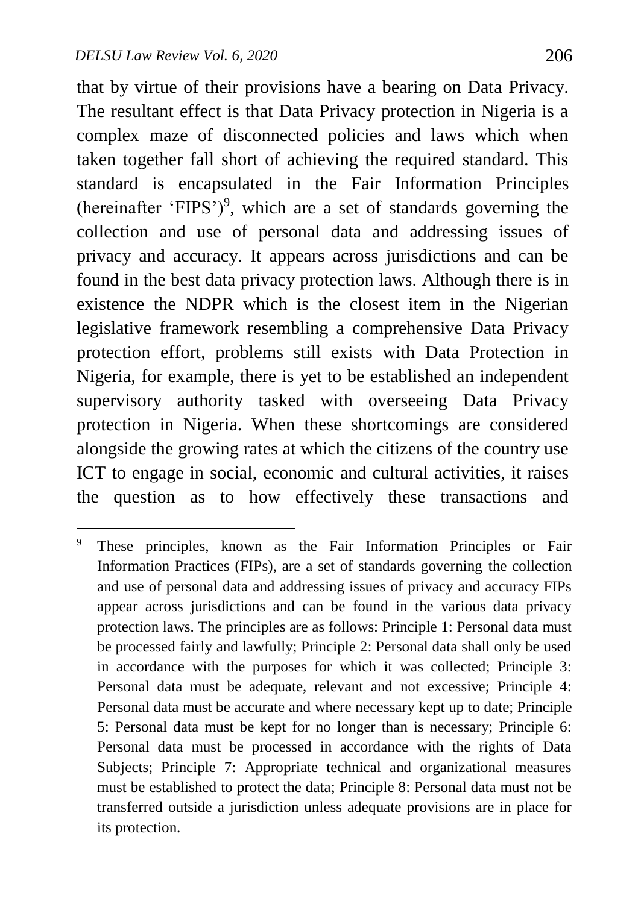that by virtue of their provisions have a bearing on Data Privacy. The resultant effect is that Data Privacy protection in Nigeria is a complex maze of disconnected policies and laws which when taken together fall short of achieving the required standard. This standard is encapsulated in the Fair Information Principles (hereinafter 'FIPS')[9], which are a set of standards governing the collection and use of personal data and addressing issues of privacy and accuracy. It appears across jurisdictions and can be found in the best data privacy protection laws. Although there is in existence the NDPR which is the closest item in the Nigerian legislative framework resembling a comprehensive Data Privacy protection effort, problems still exists with Data Protection in Nigeria, for example, there is yet to be established an independent supervisory authority tasked with overseeing Data Privacy protection in Nigeria. When these shortcomings are considered alongside the growing rates at which the citizens of the country use ICT to engage in social, economic and cultural activities, it raises the question as to how effectively these transactions and

---

[9] These principles, known as the Fair Information Principles or Fair Information Practices (FIPs), are a set of standards governing the collection and use of personal data and addressing issues of privacy and accuracy FIPs appear across jurisdictions and can be found in the various data privacy protection laws. The principles are as follows: Principle 1: Personal data must be processed fairly and lawfully; Principle 2: Personal data shall only be used in accordance with the purposes for which it was collected; Principle 3: Personal data must be adequate, relevant and not excessive; Principle 4: Personal data must be accurate and where necessary kept up to date; Principle 5: Personal data must be kept for no longer than is necessary; Principle 6: Personal data must be processed in accordance with the rights of Data Subjects; Principle 7: Appropriate technical and organizational measures must be established to protect the data; Principle 8: Personal data must not be transferred outside a jurisdiction unless adequate provisions are in place for its protection.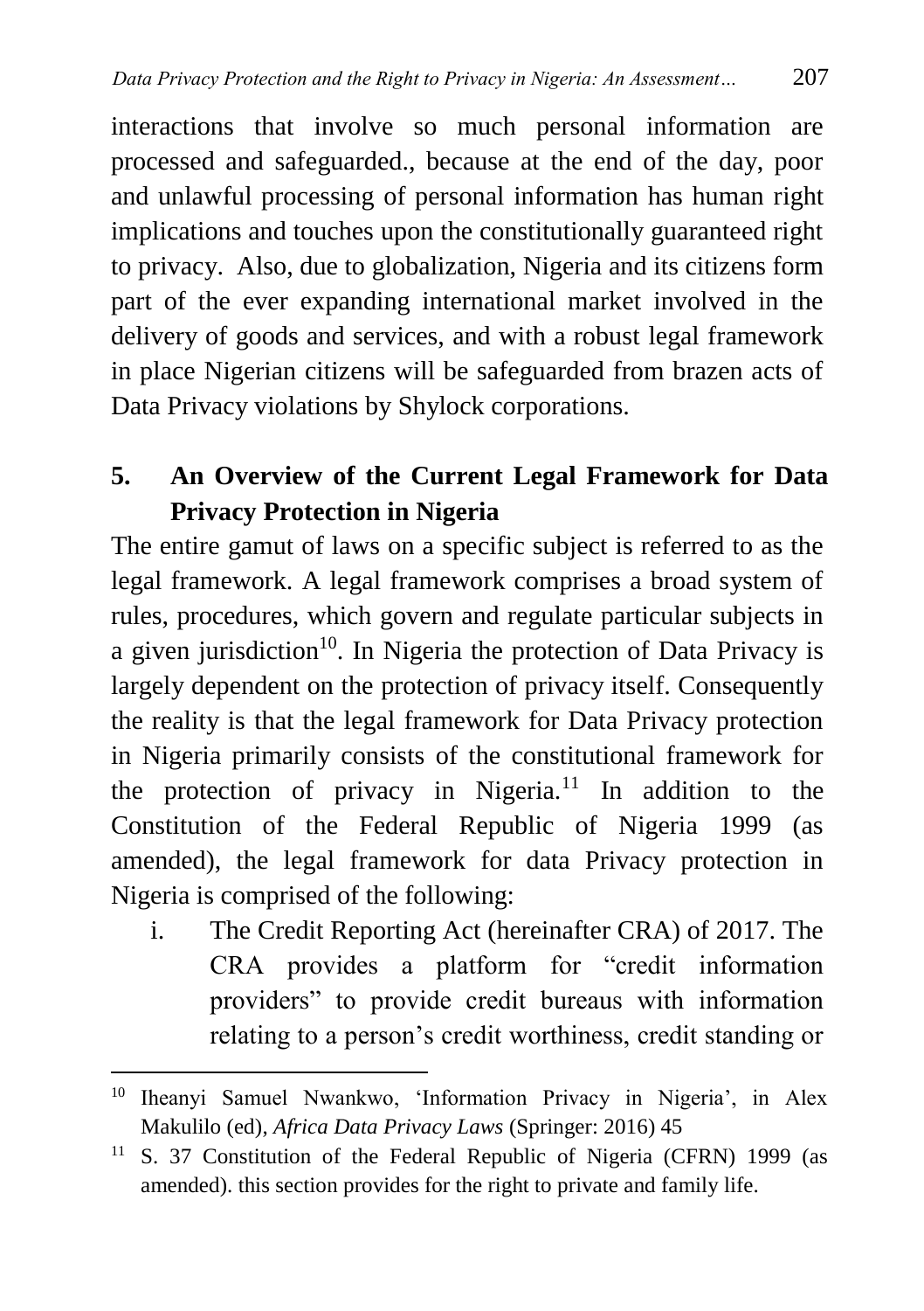interactions that involve so much personal information are processed and safeguarded., because at the end of the day, poor and unlawful processing of personal information has human right implications and touches upon the constitutionally guaranteed right to privacy. Also, due to globalization, Nigeria and its citizens form part of the ever expanding international market involved in the delivery of goods and services, and with a robust legal framework in place Nigerian citizens will be safeguarded from brazen acts of Data Privacy violations by Shylock corporations.

## 5. An Overview of the Current Legal Framework for Data Privacy Protection in Nigeria

The entire gamut of laws on a specific subject is referred to as the legal framework. A legal framework comprises a broad system of rules, procedures, which govern and regulate particular subjects in a given jurisdiction[10]. In Nigeria the protection of Data Privacy is largely dependent on the protection of privacy itself. Consequently the reality is that the legal framework for Data Privacy protection in Nigeria primarily consists of the constitutional framework for the protection of privacy in Nigeria.[11] In addition to the Constitution of the Federal Republic of Nigeria 1999 (as amended), the legal framework for data Privacy protection in Nigeria is comprised of the following:

i. The Credit Reporting Act (hereinafter CRA) of 2017. The CRA provides a platform for "credit information providers" to provide credit bureaus with information relating to a person's credit worthiness, credit standing or

---

[10] Iheanyi Samuel Nwankwo, 'Information Privacy in Nigeria', in Alex Makulilo (ed), *Africa Data Privacy Laws* (Springer: 2016) 45

[11] S. 37 Constitution of the Federal Republic of Nigeria (CFRN) 1999 (as amended). this section provides for the right to private and family life.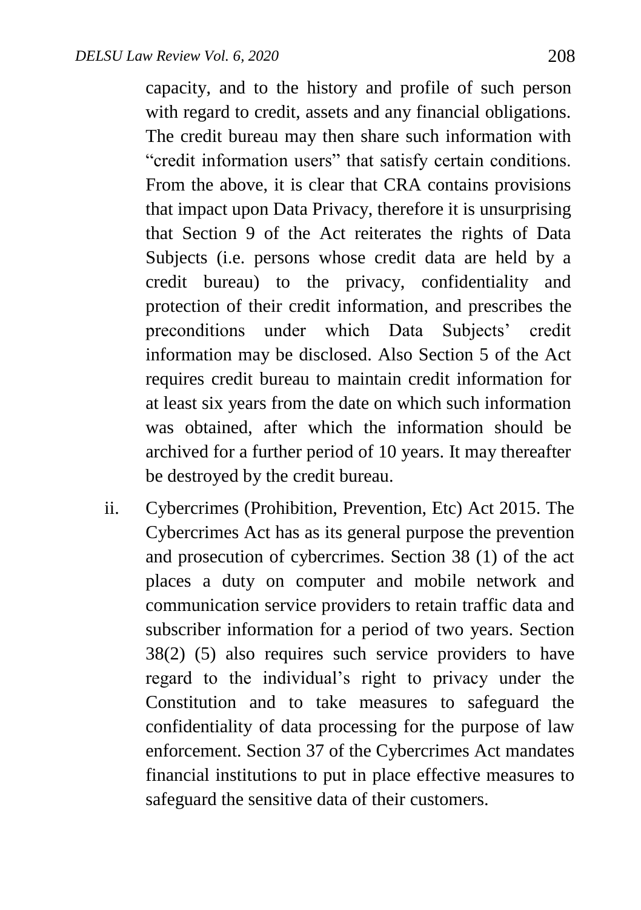capacity, and to the history and profile of such person with regard to credit, assets and any financial obligations. The credit bureau may then share such information with "credit information users" that satisfy certain conditions. From the above, it is clear that CRA contains provisions that impact upon Data Privacy, therefore it is unsurprising that Section 9 of the Act reiterates the rights of Data Subjects (i.e. persons whose credit data are held by a credit bureau) to the privacy, confidentiality and protection of their credit information, and prescribes the preconditions under which Data Subjects' credit information may be disclosed. Also Section 5 of the Act requires credit bureau to maintain credit information for at least six years from the date on which such information was obtained, after which the information should be archived for a further period of 10 years. It may thereafter be destroyed by the credit bureau.

ii. Cybercrimes (Prohibition, Prevention, Etc) Act 2015. The Cybercrimes Act has as its general purpose the prevention and prosecution of cybercrimes. Section 38 (1) of the act places a duty on computer and mobile network and communication service providers to retain traffic data and subscriber information for a period of two years. Section 38(2) (5) also requires such service providers to have regard to the individual's right to privacy under the Constitution and to take measures to safeguard the confidentiality of data processing for the purpose of law enforcement. Section 37 of the Cybercrimes Act mandates financial institutions to put in place effective measures to safeguard the sensitive data of their customers.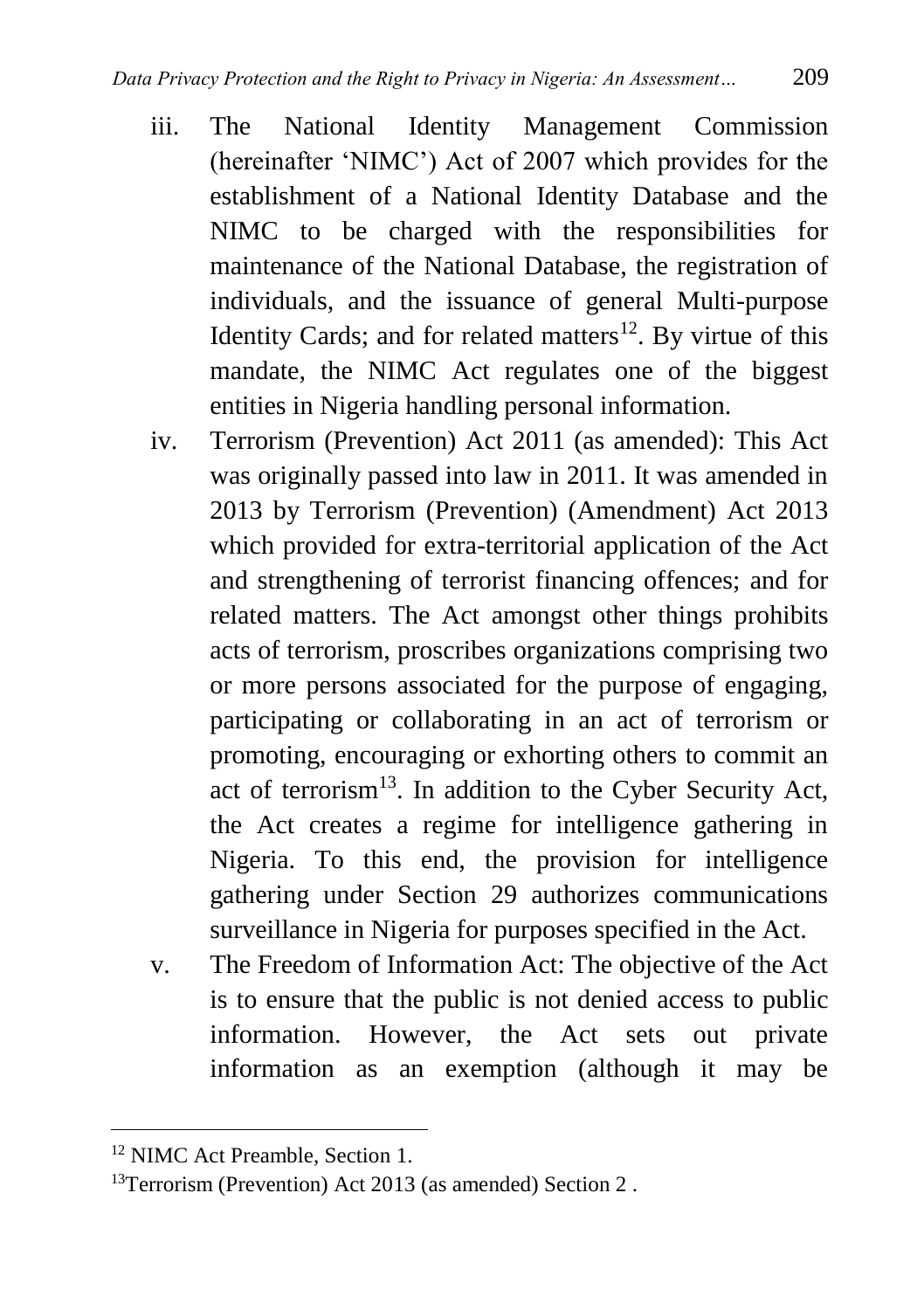iii. The National Identity Management Commission (hereinafter 'NIMC') Act of 2007 which provides for the establishment of a National Identity Database and the NIMC to be charged with the responsibilities for maintenance of the National Database, the registration of individuals, and the issuance of general Multi-purpose Identity Cards; and for related matters[12]. By virtue of this mandate, the NIMC Act regulates one of the biggest entities in Nigeria handling personal information.

iv. Terrorism (Prevention) Act 2011 (as amended): This Act was originally passed into law in 2011. It was amended in 2013 by Terrorism (Prevention) (Amendment) Act 2013 which provided for extra-territorial application of the Act and strengthening of terrorist financing offences; and for related matters. The Act amongst other things prohibits acts of terrorism, proscribes organizations comprising two or more persons associated for the purpose of engaging, participating or collaborating in an act of terrorism or promoting, encouraging or exhorting others to commit an act of terrorism[13]. In addition to the Cyber Security Act, the Act creates a regime for intelligence gathering in Nigeria. To this end, the provision for intelligence gathering under Section 29 authorizes communications surveillance in Nigeria for purposes specified in the Act.

v. The Freedom of Information Act: The objective of the Act is to ensure that the public is not denied access to public information. However, the Act sets out private information as an exemption (although it may be

---

[12] NIMC Act Preamble, Section 1.

[13] Terrorism (Prevention) Act 2013 (as amended) Section 2 .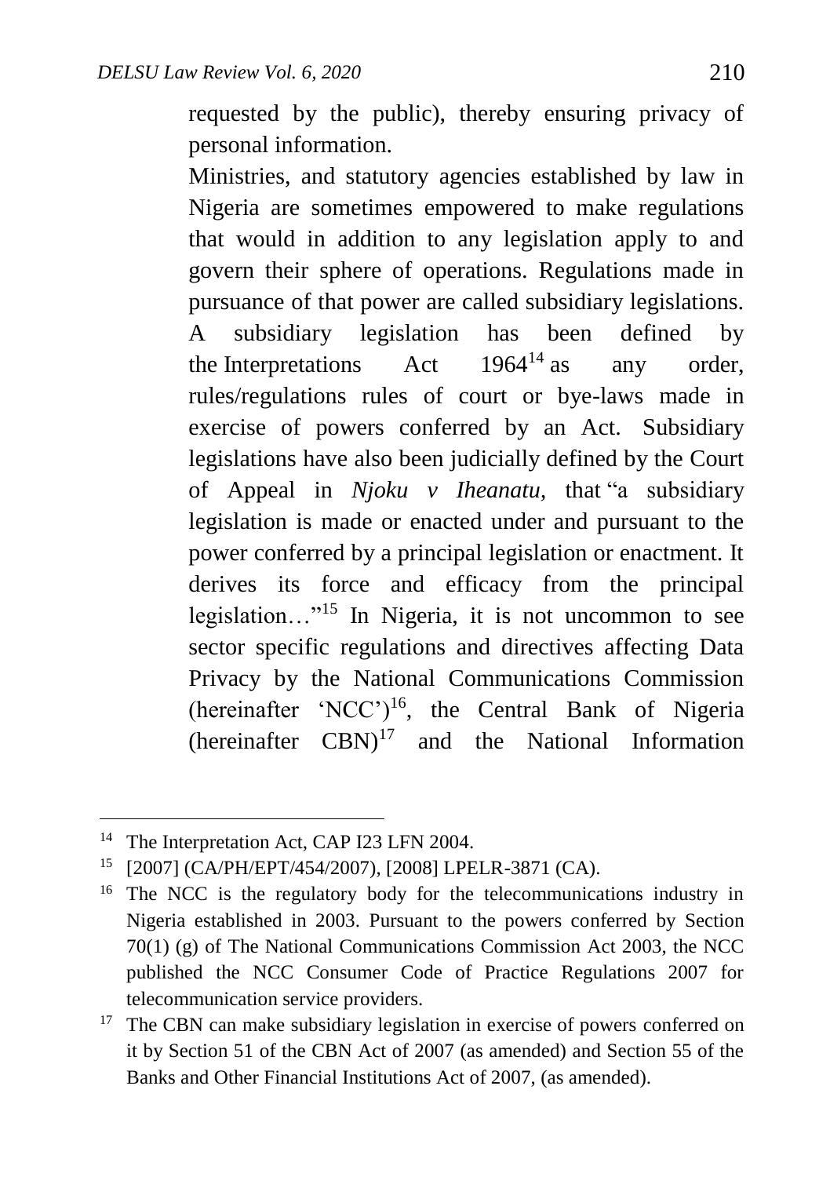requested by the public), thereby ensuring privacy of personal information.

Ministries, and statutory agencies established by law in Nigeria are sometimes empowered to make regulations that would in addition to any legislation apply to and govern their sphere of operations. Regulations made in pursuance of that power are called subsidiary legislations. A subsidiary legislation has been defined by the Interpretations Act 1964[14] as any order, rules/regulations rules of court or bye-laws made in exercise of powers conferred by an Act. Subsidiary legislations have also been judicially defined by the Court of Appeal in *Njoku v Iheanatu*, that "a subsidiary legislation is made or enacted under and pursuant to the power conferred by a principal legislation or enactment. It derives its force and efficacy from the principal legislation…"[15] In Nigeria, it is not uncommon to see sector specific regulations and directives affecting Data Privacy by the National Communications Commission (hereinafter 'NCC')[16], the Central Bank of Nigeria (hereinafter CBN)[17] and the National Information

---

[14] The Interpretation Act, CAP I23 LFN 2004.

[15] [2007] (CA/PH/EPT/454/2007), [2008] LPELR-3871 (CA).

[16] The NCC is the regulatory body for the telecommunications industry in Nigeria established in 2003. Pursuant to the powers conferred by Section 70(1) (g) of The National Communications Commission Act 2003, the NCC published the NCC Consumer Code of Practice Regulations 2007 for telecommunication service providers.

[17] The CBN can make subsidiary legislation in exercise of powers conferred on it by Section 51 of the CBN Act of 2007 (as amended) and Section 55 of the Banks and Other Financial Institutions Act of 2007, (as amended).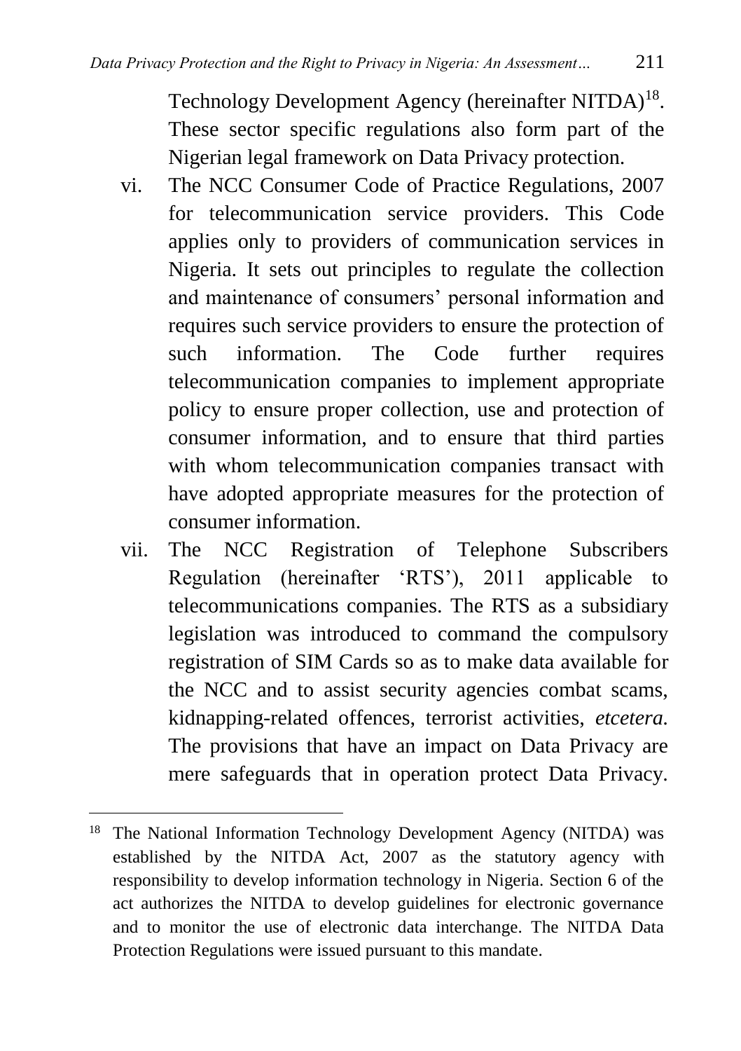Technology Development Agency (hereinafter NITDA)[18]. These sector specific regulations also form part of the Nigerian legal framework on Data Privacy protection.

vi. The NCC Consumer Code of Practice Regulations, 2007 for telecommunication service providers. This Code applies only to providers of communication services in Nigeria. It sets out principles to regulate the collection and maintenance of consumers' personal information and requires such service providers to ensure the protection of such information. The Code further requires telecommunication companies to implement appropriate policy to ensure proper collection, use and protection of consumer information, and to ensure that third parties with whom telecommunication companies transact with have adopted appropriate measures for the protection of consumer information.

vii. The NCC Registration of Telephone Subscribers Regulation (hereinafter 'RTS'), 2011 applicable to telecommunications companies. The RTS as a subsidiary legislation was introduced to command the compulsory registration of SIM Cards so as to make data available for the NCC and to assist security agencies combat scams, kidnapping-related offences, terrorist activities, *etcetera.* The provisions that have an impact on Data Privacy are mere safeguards that in operation protect Data Privacy.

---

[18] The National Information Technology Development Agency (NITDA) was established by the NITDA Act, 2007 as the statutory agency with responsibility to develop information technology in Nigeria. Section 6 of the act authorizes the NITDA to develop guidelines for electronic governance and to monitor the use of electronic data interchange. The NITDA Data Protection Regulations were issued pursuant to this mandate.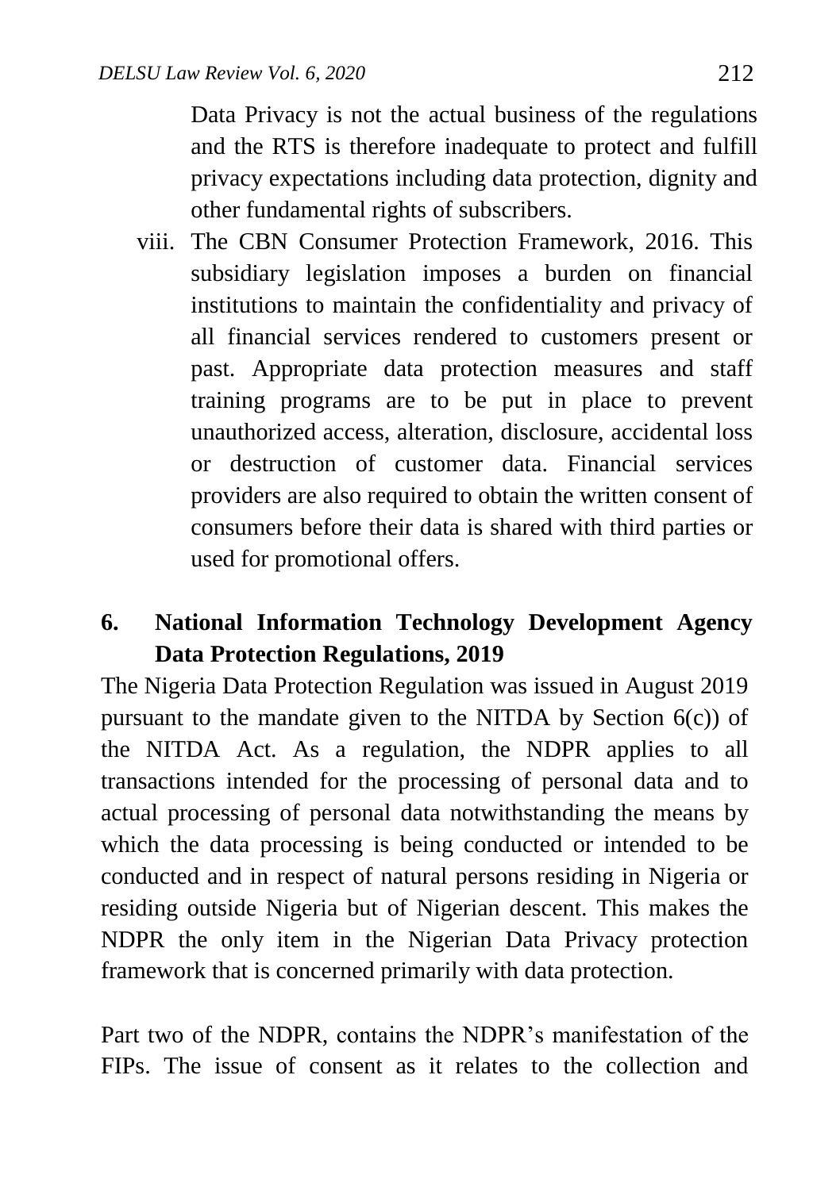Data Privacy is not the actual business of the regulations and the RTS is therefore inadequate to protect and fulfill privacy expectations including data protection, dignity and other fundamental rights of subscribers.

viii. The CBN Consumer Protection Framework, 2016. This subsidiary legislation imposes a burden on financial institutions to maintain the confidentiality and privacy of all financial services rendered to customers present or past. Appropriate data protection measures and staff training programs are to be put in place to prevent unauthorized access, alteration, disclosure, accidental loss or destruction of customer data. Financial services providers are also required to obtain the written consent of consumers before their data is shared with third parties or used for promotional offers.

## 6. National Information Technology Development Agency Data Protection Regulations, 2019

The Nigeria Data Protection Regulation was issued in August 2019 pursuant to the mandate given to the NITDA by Section 6(c)) of the NITDA Act. As a regulation, the NDPR applies to all transactions intended for the processing of personal data and to actual processing of personal data notwithstanding the means by which the data processing is being conducted or intended to be conducted and in respect of natural persons residing in Nigeria or residing outside Nigeria but of Nigerian descent. This makes the NDPR the only item in the Nigerian Data Privacy protection framework that is concerned primarily with data protection.

Part two of the NDPR, contains the NDPR's manifestation of the FIPs. The issue of consent as it relates to the collection and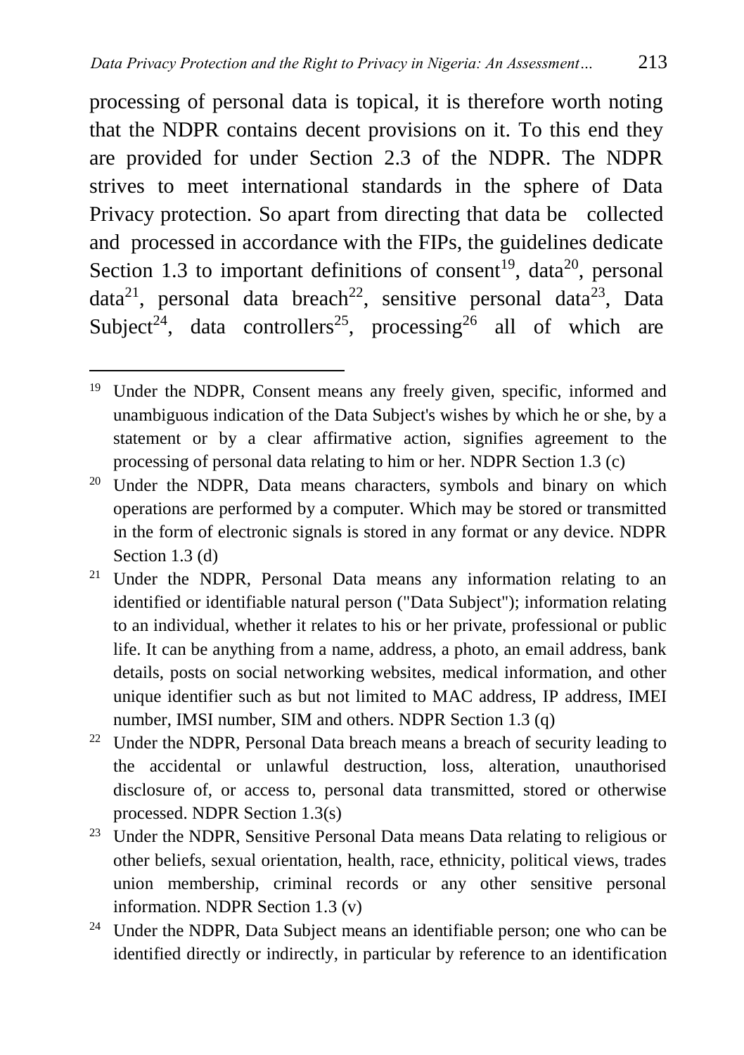processing of personal data is topical, it is therefore worth noting that the NDPR contains decent provisions on it. To this end they are provided for under Section 2.3 of the NDPR. The NDPR strives to meet international standards in the sphere of Data Privacy protection. So apart from directing that data be collected and processed in accordance with the FIPs, the guidelines dedicate Section 1.3 to important definitions of consent[19], data[20], personal data[21], personal data breach[22], sensitive personal data[23], Data Subject[24], data controllers[25], processing[26] all of which are

---

[19] Under the NDPR, Consent means any freely given, specific, informed and unambiguous indication of the Data Subject's wishes by which he or she, by a statement or by a clear affirmative action, signifies agreement to the processing of personal data relating to him or her. NDPR Section 1.3 (c)

[20] Under the NDPR, Data means characters, symbols and binary on which operations are performed by a computer. Which may be stored or transmitted in the form of electronic signals is stored in any format or any device. NDPR Section 1.3 (d)

[21] Under the NDPR, Personal Data means any information relating to an identified or identifiable natural person ("Data Subject"); information relating to an individual, whether it relates to his or her private, professional or public life. It can be anything from a name, address, a photo, an email address, bank details, posts on social networking websites, medical information, and other unique identifier such as but not limited to MAC address, IP address, IMEI number, IMSI number, SIM and others. NDPR Section 1.3 (q)

[22] Under the NDPR, Personal Data breach means a breach of security leading to the accidental or unlawful destruction, loss, alteration, unauthorised disclosure of, or access to, personal data transmitted, stored or otherwise processed. NDPR Section 1.3(s)

[23] Under the NDPR, Sensitive Personal Data means Data relating to religious or other beliefs, sexual orientation, health, race, ethnicity, political views, trades union membership, criminal records or any other sensitive personal information. NDPR Section 1.3 (v)

[24] Under the NDPR, Data Subject means an identifiable person; one who can be identified directly or indirectly, in particular by reference to an identification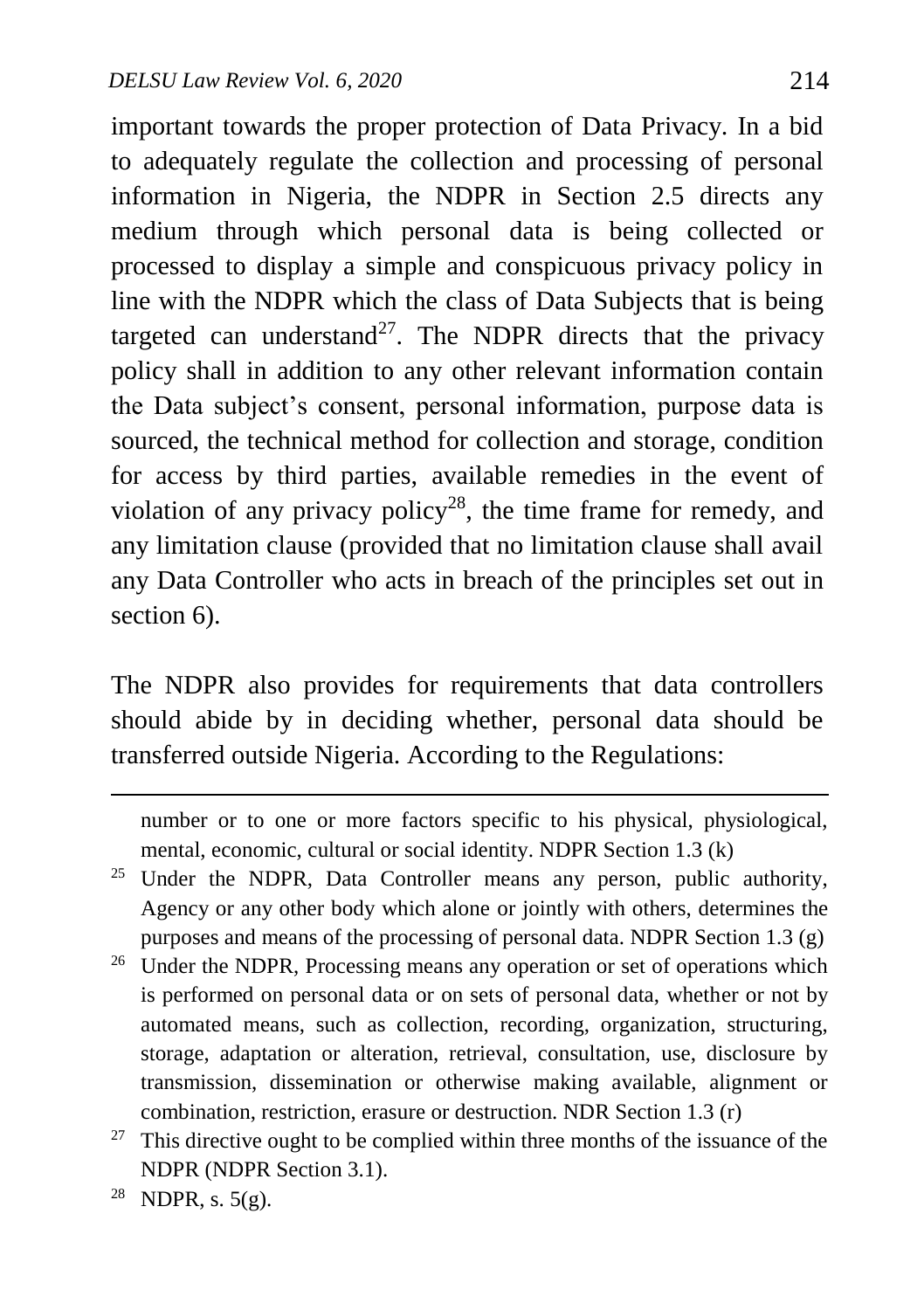important towards the proper protection of Data Privacy. In a bid to adequately regulate the collection and processing of personal information in Nigeria, the NDPR in Section 2.5 directs any medium through which personal data is being collected or processed to display a simple and conspicuous privacy policy in line with the NDPR which the class of Data Subjects that is being targeted can understand[27]. The NDPR directs that the privacy policy shall in addition to any other relevant information contain the Data subject's consent, personal information, purpose data is sourced, the technical method for collection and storage, condition for access by third parties, available remedies in the event of violation of any privacy policy[28], the time frame for remedy, and any limitation clause (provided that no limitation clause shall avail any Data Controller who acts in breach of the principles set out in section 6).

The NDPR also provides for requirements that data controllers should abide by in deciding whether, personal data should be transferred outside Nigeria. According to the Regulations:

---

number or to one or more factors specific to his physical, physiological, mental, economic, cultural or social identity. NDPR Section 1.3 (k)

[25] Under the NDPR, Data Controller means any person, public authority, Agency or any other body which alone or jointly with others, determines the purposes and means of the processing of personal data. NDPR Section 1.3 (g)

[26] Under the NDPR, Processing means any operation or set of operations which is performed on personal data or on sets of personal data, whether or not by automated means, such as collection, recording, organization, structuring, storage, adaptation or alteration, retrieval, consultation, use, disclosure by transmission, dissemination or otherwise making available, alignment or combination, restriction, erasure or destruction. NDR Section 1.3 (r)

[27] This directive ought to be complied within three months of the issuance of the NDPR (NDPR Section 3.1).

[28] NDPR, s. 5(g).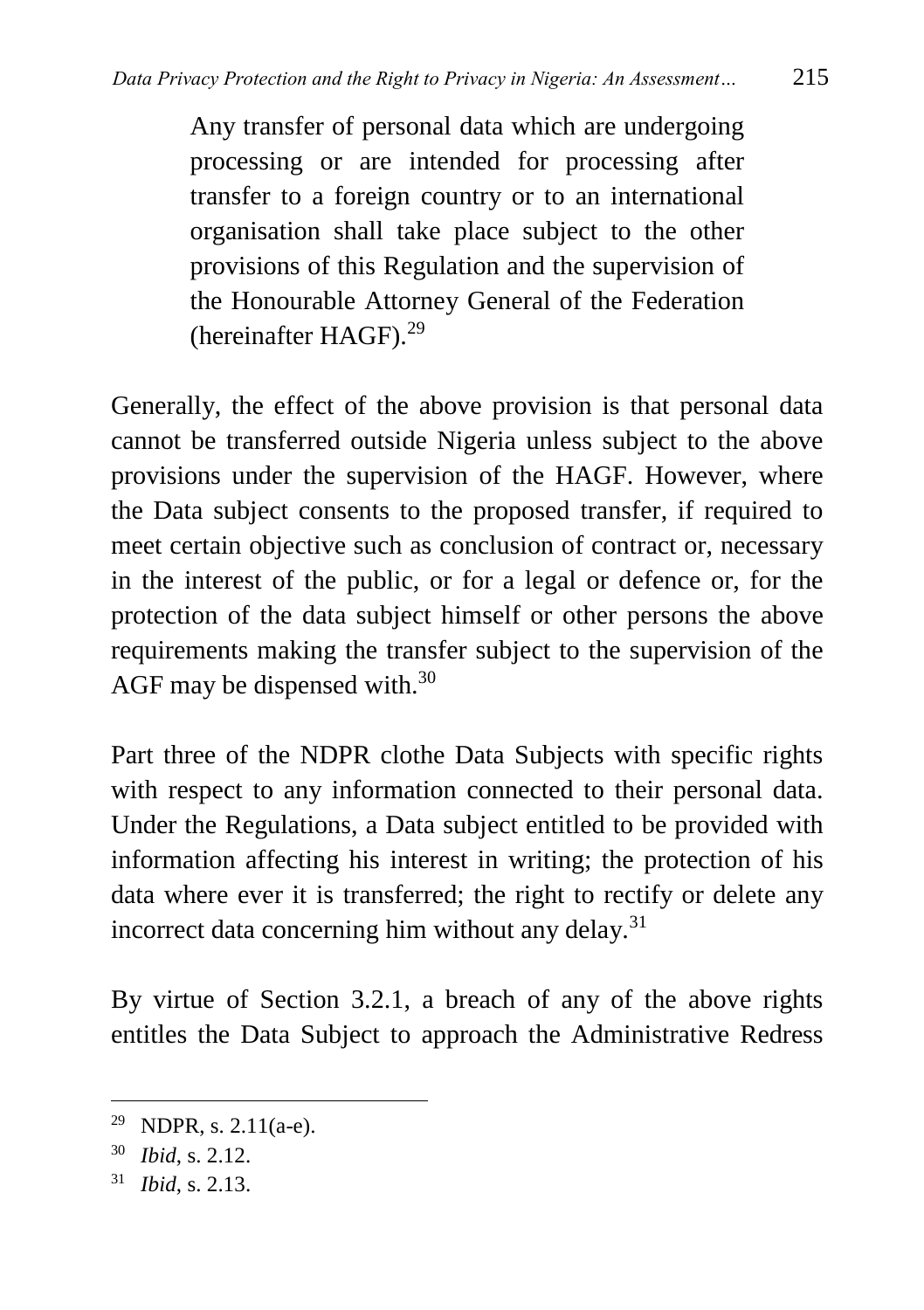> Any transfer of personal data which are undergoing processing or are intended for processing after transfer to a foreign country or to an international organisation shall take place subject to the other provisions of this Regulation and the supervision of the Honourable Attorney General of the Federation (hereinafter HAGF).[29]

Generally, the effect of the above provision is that personal data cannot be transferred outside Nigeria unless subject to the above provisions under the supervision of the HAGF. However, where the Data subject consents to the proposed transfer, if required to meet certain objective such as conclusion of contract or, necessary in the interest of the public, or for a legal or defence or, for the protection of the data subject himself or other persons the above requirements making the transfer subject to the supervision of the AGF may be dispensed with.[30]

Part three of the NDPR clothe Data Subjects with specific rights with respect to any information connected to their personal data. Under the Regulations, a Data subject entitled to be provided with information affecting his interest in writing; the protection of his data where ever it is transferred; the right to rectify or delete any incorrect data concerning him without any delay.[31]

By virtue of Section 3.2.1, a breach of any of the above rights entitles the Data Subject to approach the Administrative Redress

---

[29] NDPR, s. 2.11(a-e).

[30] *Ibid*, s. 2.12.

[31] *Ibid*, s. 2.13.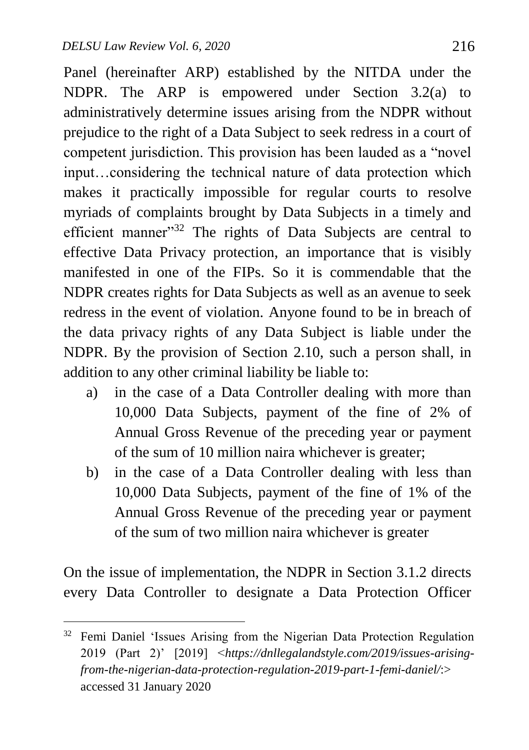Panel (hereinafter ARP) established by the NITDA under the NDPR. The ARP is empowered under Section 3.2(a) to administratively determine issues arising from the NDPR without prejudice to the right of a Data Subject to seek redress in a court of competent jurisdiction. This provision has been lauded as a "novel input…considering the technical nature of data protection which makes it practically impossible for regular courts to resolve myriads of complaints brought by Data Subjects in a timely and efficient manner"[32] The rights of Data Subjects are central to effective Data Privacy protection, an importance that is visibly manifested in one of the FIPs. So it is commendable that the NDPR creates rights for Data Subjects as well as an avenue to seek redress in the event of violation. Anyone found to be in breach of the data privacy rights of any Data Subject is liable under the NDPR. By the provision of Section 2.10, such a person shall, in addition to any other criminal liability be liable to:

a) in the case of a Data Controller dealing with more than 10,000 Data Subjects, payment of the fine of 2% of Annual Gross Revenue of the preceding year or payment of the sum of 10 million naira whichever is greater;
b) in the case of a Data Controller dealing with less than 10,000 Data Subjects, payment of the fine of 1% of the Annual Gross Revenue of the preceding year or payment of the sum of two million naira whichever is greater

On the issue of implementation, the NDPR in Section 3.1.2 directs every Data Controller to designate a Data Protection Officer

---

[32] Femi Daniel 'Issues Arising from the Nigerian Data Protection Regulation 2019 (Part 2)' [2019] <*https://dnllegalandstyle.com/2019/issues-arising-from-the-nigerian-data-protection-regulation-2019-part-1-femi-daniel/*:> accessed 31 January 2020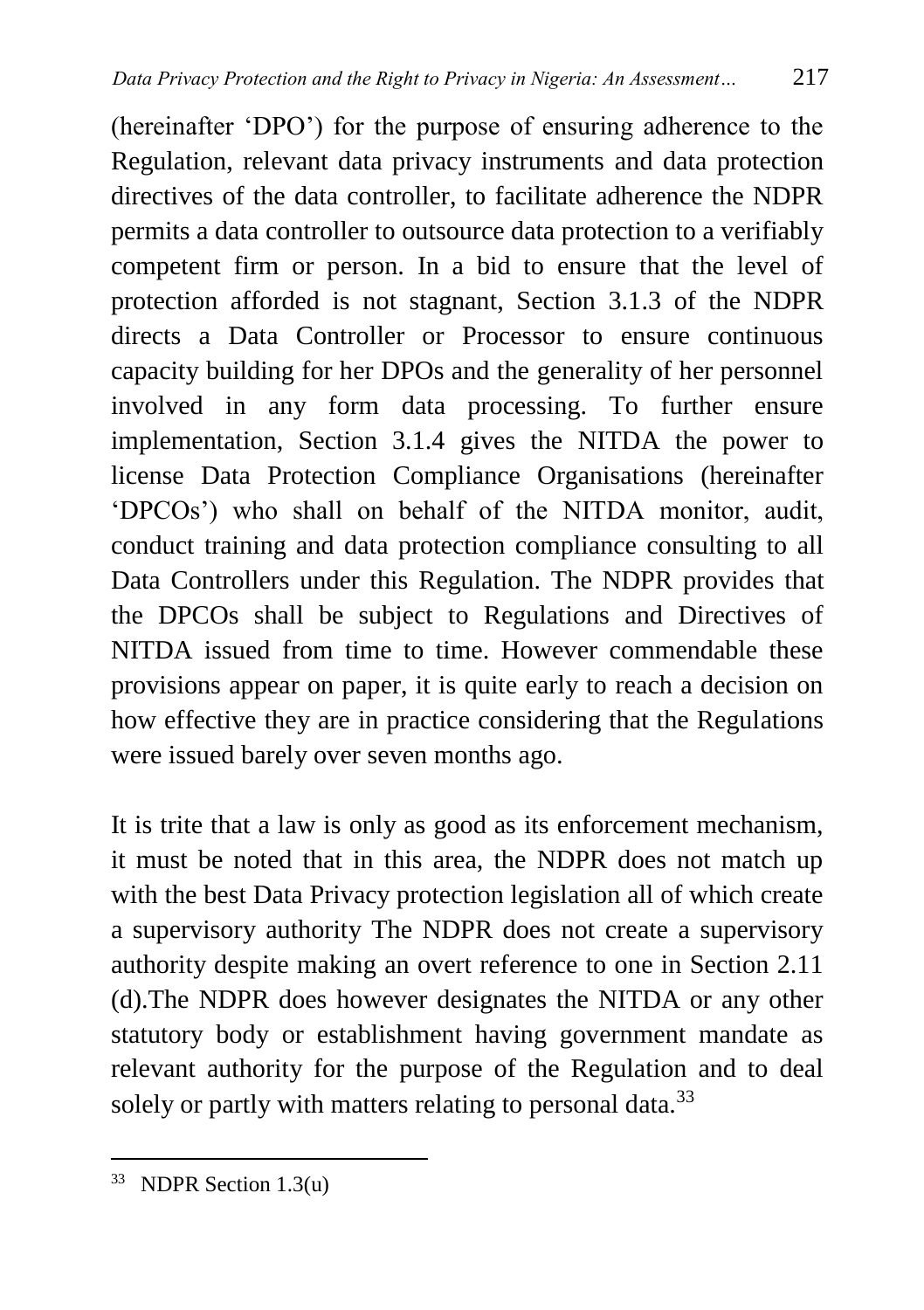(hereinafter 'DPO') for the purpose of ensuring adherence to the Regulation, relevant data privacy instruments and data protection directives of the data controller, to facilitate adherence the NDPR permits a data controller to outsource data protection to a verifiably competent firm or person. In a bid to ensure that the level of protection afforded is not stagnant, Section 3.1.3 of the NDPR directs a Data Controller or Processor to ensure continuous capacity building for her DPOs and the generality of her personnel involved in any form data processing. To further ensure implementation, Section 3.1.4 gives the NITDA the power to license Data Protection Compliance Organisations (hereinafter 'DPCOs') who shall on behalf of the NITDA monitor, audit, conduct training and data protection compliance consulting to all Data Controllers under this Regulation. The NDPR provides that the DPCOs shall be subject to Regulations and Directives of NITDA issued from time to time. However commendable these provisions appear on paper, it is quite early to reach a decision on how effective they are in practice considering that the Regulations were issued barely over seven months ago.

It is trite that a law is only as good as its enforcement mechanism, it must be noted that in this area, the NDPR does not match up with the best Data Privacy protection legislation all of which create a supervisory authority The NDPR does not create a supervisory authority despite making an overt reference to one in Section 2.11 (d).The NDPR does however designates the NITDA or any other statutory body or establishment having government mandate as relevant authority for the purpose of the Regulation and to deal solely or partly with matters relating to personal data.[33]

---

[33] NDPR Section 1.3(u)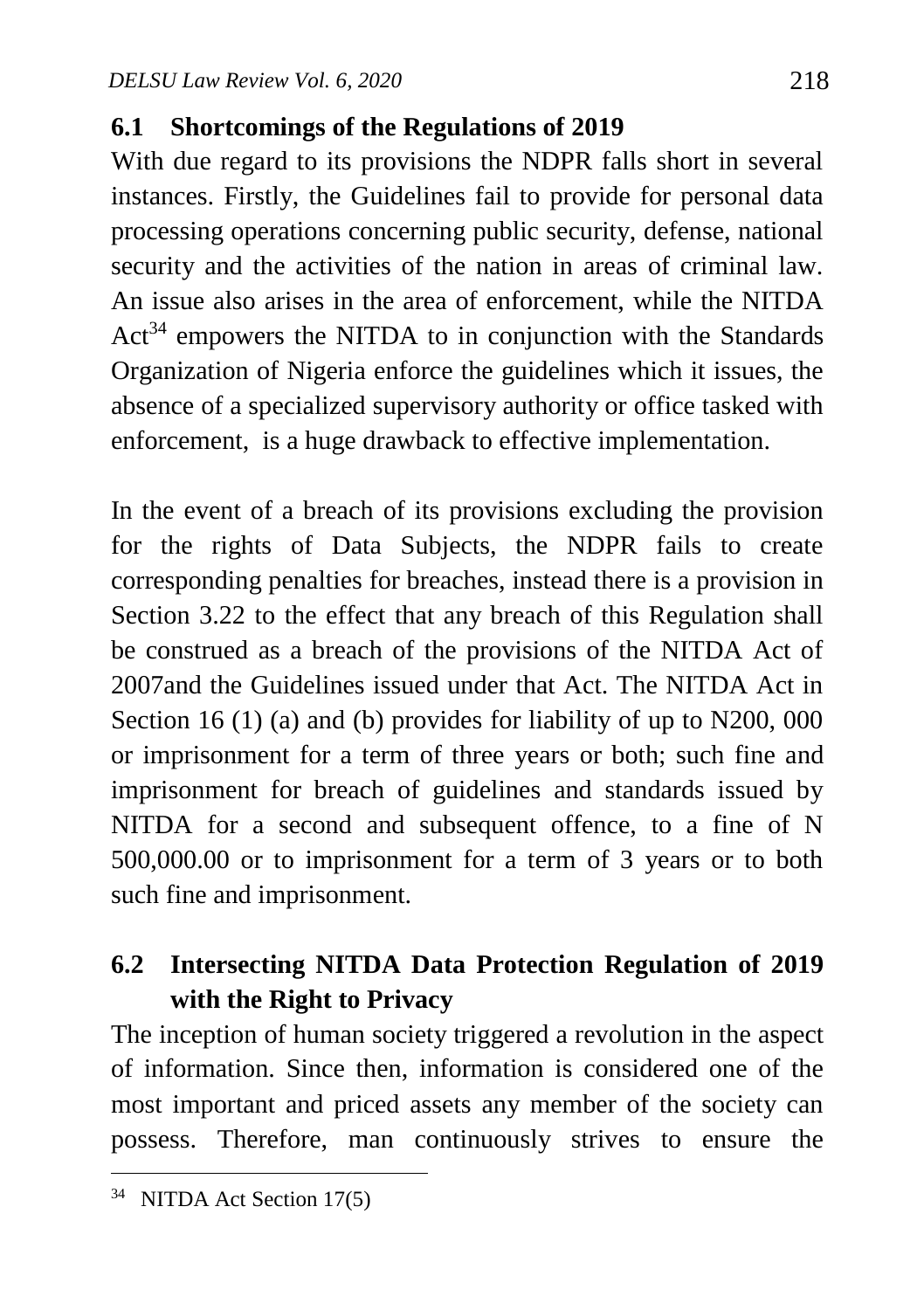### 6.1 Shortcomings of the Regulations of 2019

With due regard to its provisions the NDPR falls short in several instances. Firstly, the Guidelines fail to provide for personal data processing operations concerning public security, defense, national security and the activities of the nation in areas of criminal law. An issue also arises in the area of enforcement, while the NITDA Act[34] empowers the NITDA to in conjunction with the Standards Organization of Nigeria enforce the guidelines which it issues, the absence of a specialized supervisory authority or office tasked with enforcement, is a huge drawback to effective implementation.

In the event of a breach of its provisions excluding the provision for the rights of Data Subjects, the NDPR fails to create corresponding penalties for breaches, instead there is a provision in Section 3.22 to the effect that any breach of this Regulation shall be construed as a breach of the provisions of the NITDA Act of 2007and the Guidelines issued under that Act. The NITDA Act in Section 16 (1) (a) and (b) provides for liability of up to N200, 000 or imprisonment for a term of three years or both; such fine and imprisonment for breach of guidelines and standards issued by NITDA for a second and subsequent offence, to a fine of N 500,000.00 or to imprisonment for a term of 3 years or to both such fine and imprisonment.

### 6.2 Intersecting NITDA Data Protection Regulation of 2019 with the Right to Privacy

The inception of human society triggered a revolution in the aspect of information. Since then, information is considered one of the most important and priced assets any member of the society can possess. Therefore, man continuously strives to ensure the

[34] NITDA Act Section 17(5)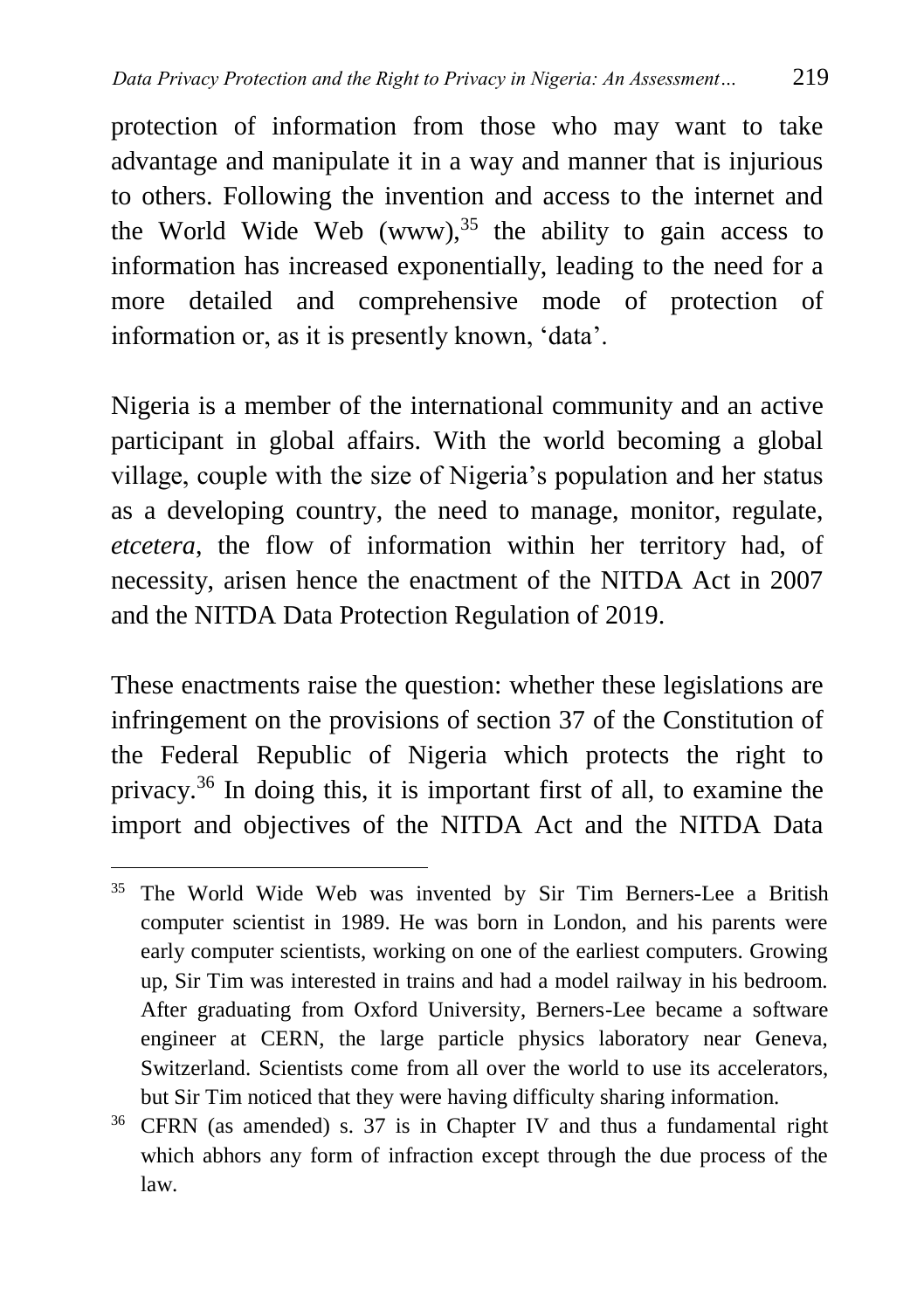protection of information from those who may want to take advantage and manipulate it in a way and manner that is injurious to others. Following the invention and access to the internet and the World Wide Web (www),[35] the ability to gain access to information has increased exponentially, leading to the need for a more detailed and comprehensive mode of protection of information or, as it is presently known, 'data'.

Nigeria is a member of the international community and an active participant in global affairs. With the world becoming a global village, couple with the size of Nigeria's population and her status as a developing country, the need to manage, monitor, regulate, *etcetera*, the flow of information within her territory had, of necessity, arisen hence the enactment of the NITDA Act in 2007 and the NITDA Data Protection Regulation of 2019.

These enactments raise the question: whether these legislations are infringement on the provisions of section 37 of the Constitution of the Federal Republic of Nigeria which protects the right to privacy.[36] In doing this, it is important first of all, to examine the import and objectives of the NITDA Act and the NITDA Data

---

[35] The World Wide Web was invented by Sir Tim Berners-Lee a British computer scientist in 1989. He was born in London, and his parents were early computer scientists, working on one of the earliest computers. Growing up, Sir Tim was interested in trains and had a model railway in his bedroom. After graduating from Oxford University, Berners-Lee became a software engineer at CERN, the large particle physics laboratory near Geneva, Switzerland. Scientists come from all over the world to use its accelerators, but Sir Tim noticed that they were having difficulty sharing information.

[36] CFRN (as amended) s. 37 is in Chapter IV and thus a fundamental right which abhors any form of infraction except through the due process of the law.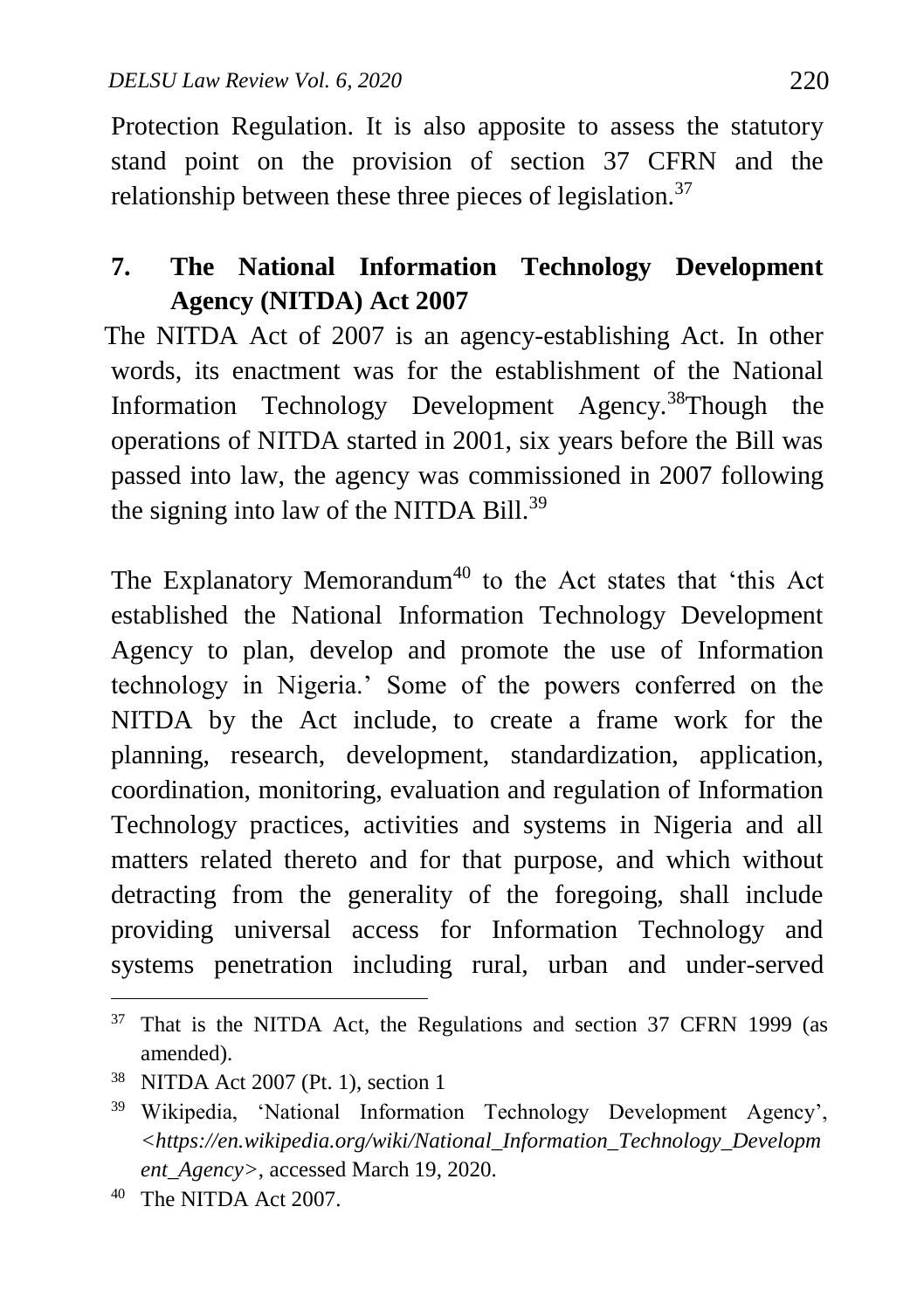Protection Regulation. It is also apposite to assess the statutory stand point on the provision of section 37 CFRN and the relationship between these three pieces of legislation.[37]

## 7. The National Information Technology Development Agency (NITDA) Act 2007

The NITDA Act of 2007 is an agency-establishing Act. In other words, its enactment was for the establishment of the National Information Technology Development Agency.[38]Though the operations of NITDA started in 2001, six years before the Bill was passed into law, the agency was commissioned in 2007 following the signing into law of the NITDA Bill.[39]

The Explanatory Memorandum[40] to the Act states that 'this Act established the National Information Technology Development Agency to plan, develop and promote the use of Information technology in Nigeria.' Some of the powers conferred on the NITDA by the Act include, to create a frame work for the planning, research, development, standardization, application, coordination, monitoring, evaluation and regulation of Information Technology practices, activities and systems in Nigeria and all matters related thereto and for that purpose, and which without detracting from the generality of the foregoing, shall include providing universal access for Information Technology and systems penetration including rural, urban and under-served

---

[37] That is the NITDA Act, the Regulations and section 37 CFRN 1999 (as amended).

[38] NITDA Act 2007 (Pt. 1), section 1

[39] Wikipedia, 'National Information Technology Development Agency', *<https://en.wikipedia.org/wiki/National_Information_Technology_Development_Agency>*, accessed March 19, 2020.

[40] The NITDA Act 2007.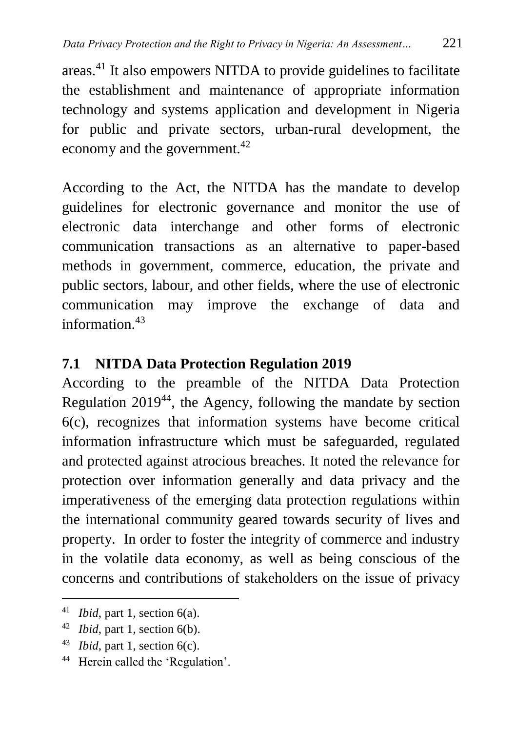areas.[41] It also empowers NITDA to provide guidelines to facilitate the establishment and maintenance of appropriate information technology and systems application and development in Nigeria for public and private sectors, urban-rural development, the economy and the government.[42]

According to the Act, the NITDA has the mandate to develop guidelines for electronic governance and monitor the use of electronic data interchange and other forms of electronic communication transactions as an alternative to paper-based methods in government, commerce, education, the private and public sectors, labour, and other fields, where the use of electronic communication may improve the exchange of data and information.[43]

## 7.1 NITDA Data Protection Regulation 2019

According to the preamble of the NITDA Data Protection Regulation 2019[44], the Agency, following the mandate by section 6(c), recognizes that information systems have become critical information infrastructure which must be safeguarded, regulated and protected against atrocious breaches. It noted the relevance for protection over information generally and data privacy and the imperativeness of the emerging data protection regulations within the international community geared towards security of lives and property. In order to foster the integrity of commerce and industry in the volatile data economy, as well as being conscious of the concerns and contributions of stakeholders on the issue of privacy

---

[41] *Ibid*, part 1, section 6(a).

[42] *Ibid*, part 1, section 6(b).

[43] *Ibid*, part 1, section 6(c).

[44] Herein called the 'Regulation'.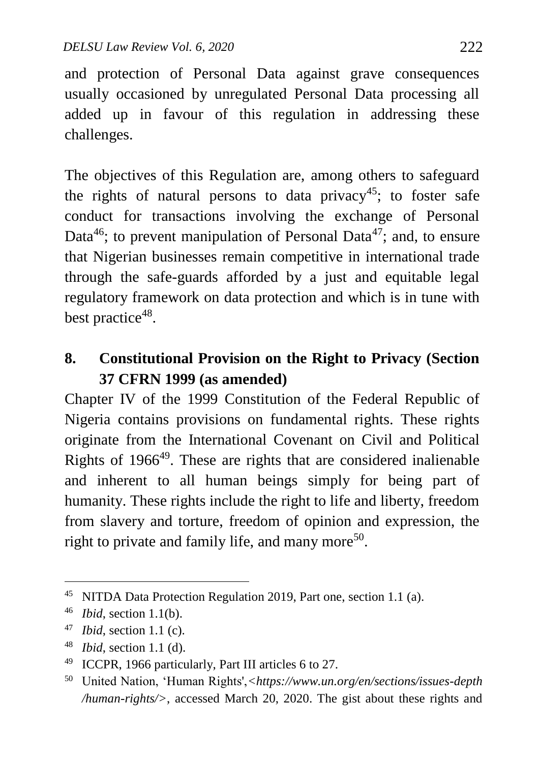and protection of Personal Data against grave consequences usually occasioned by unregulated Personal Data processing all added up in favour of this regulation in addressing these challenges.

The objectives of this Regulation are, among others to safeguard the rights of natural persons to data privacy[45]; to foster safe conduct for transactions involving the exchange of Personal Data[46]; to prevent manipulation of Personal Data[47]; and, to ensure that Nigerian businesses remain competitive in international trade through the safe-guards afforded by a just and equitable legal regulatory framework on data protection and which is in tune with best practice[48].

## 8. Constitutional Provision on the Right to Privacy (Section 37 CFRN 1999 (as amended)

Chapter IV of the 1999 Constitution of the Federal Republic of Nigeria contains provisions on fundamental rights. These rights originate from the International Covenant on Civil and Political Rights of 1966[49]. These are rights that are considered inalienable and inherent to all human beings simply for being part of humanity. These rights include the right to life and liberty, freedom from slavery and torture, freedom of opinion and expression, the right to private and family life, and many more[50].

---

[45] NITDA Data Protection Regulation 2019, Part one, section 1.1 (a).

[46] *Ibid*, section 1.1(b).

[47] *Ibid*, section 1.1 (c).

[48] *Ibid*, section 1.1 (d).

[49] ICCPR, 1966 particularly, Part III articles 6 to 27.

[50] United Nation, 'Human Rights',<*https://www.un.org/en/sections/issues-depth /human-rights/*>, accessed March 20, 2020. The gist about these rights and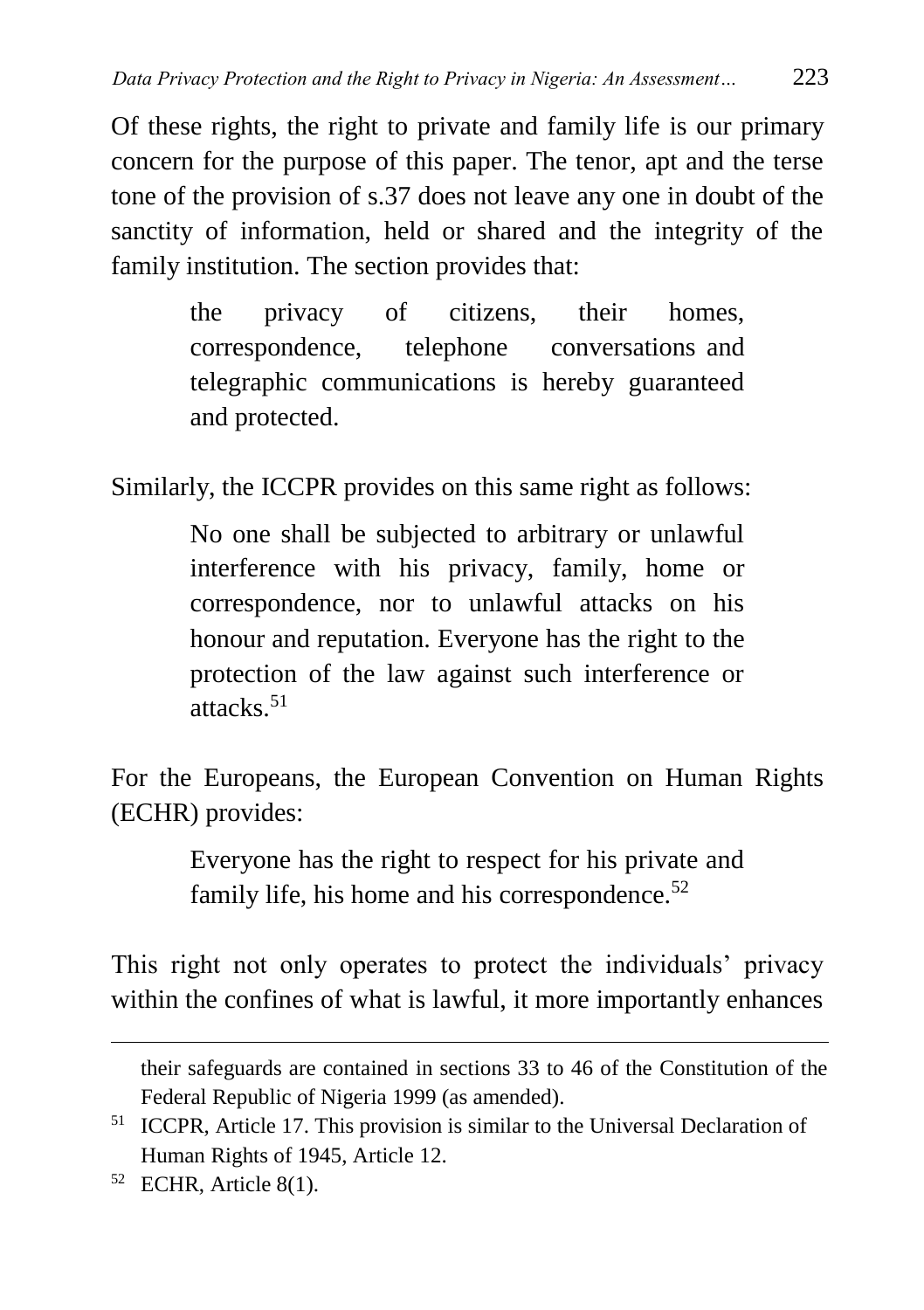Of these rights, the right to private and family life is our primary concern for the purpose of this paper. The tenor, apt and the terse tone of the provision of s.37 does not leave any one in doubt of the sanctity of information, held or shared and the integrity of the family institution. The section provides that:

> the privacy of citizens, their homes, correspondence, telephone conversations and telegraphic communications is hereby guaranteed and protected.

Similarly, the ICCPR provides on this same right as follows:

> No one shall be subjected to arbitrary or unlawful interference with his privacy, family, home or correspondence, nor to unlawful attacks on his honour and reputation. Everyone has the right to the protection of the law against such interference or attacks.[51]

For the Europeans, the European Convention on Human Rights (ECHR) provides:

> Everyone has the right to respect for his private and family life, his home and his correspondence.[52]

This right not only operates to protect the individuals' privacy within the confines of what is lawful, it more importantly enhances

---

their safeguards are contained in sections 33 to 46 of the Constitution of the Federal Republic of Nigeria 1999 (as amended).

[51] ICCPR, Article 17. This provision is similar to the Universal Declaration of Human Rights of 1945, Article 12.

[52] ECHR, Article 8(1).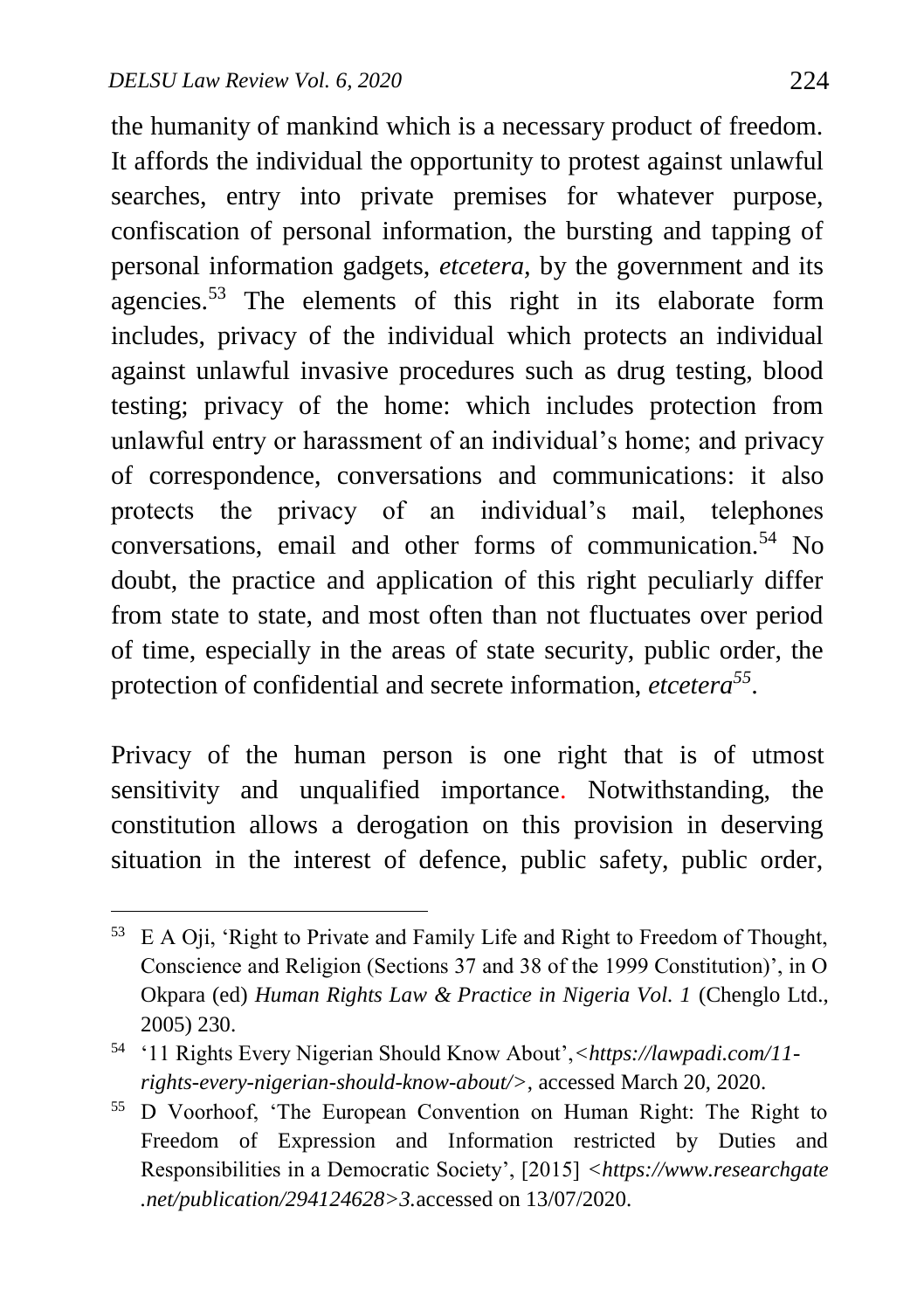the humanity of mankind which is a necessary product of freedom. It affords the individual the opportunity to protest against unlawful searches, entry into private premises for whatever purpose, confiscation of personal information, the bursting and tapping of personal information gadgets, *etcetera*, by the government and its agencies.[53] The elements of this right in its elaborate form includes, privacy of the individual which protects an individual against unlawful invasive procedures such as drug testing, blood testing; privacy of the home: which includes protection from unlawful entry or harassment of an individual's home; and privacy of correspondence, conversations and communications: it also protects the privacy of an individual's mail, telephones conversations, email and other forms of communication.[54] No doubt, the practice and application of this right peculiarly differ from state to state, and most often than not fluctuates over period of time, especially in the areas of state security, public order, the protection of confidential and secrete information, *etcetera*[55].

Privacy of the human person is one right that is of utmost sensitivity and unqualified importance. Notwithstanding, the constitution allows a derogation on this provision in deserving situation in the interest of defence, public safety, public order,

---

[53] E A Oji, 'Right to Private and Family Life and Right to Freedom of Thought, Conscience and Religion (Sections 37 and 38 of the 1999 Constitution)', in O Okpara (ed) *Human Rights Law & Practice in Nigeria Vol. 1* (Chenglo Ltd., 2005) 230.

[54] '11 Rights Every Nigerian Should Know About',<*https://lawpadi.com/11-rights-every-nigerian-should-know-about/*>, accessed March 20, 2020.

[55] D Voorhoof, 'The European Convention on Human Right: The Right to Freedom of Expression and Information restricted by Duties and Responsibilities in a Democratic Society', [2015] <*https://www.researchgate.net/publication/294124628>3.*accessed on 13/07/2020.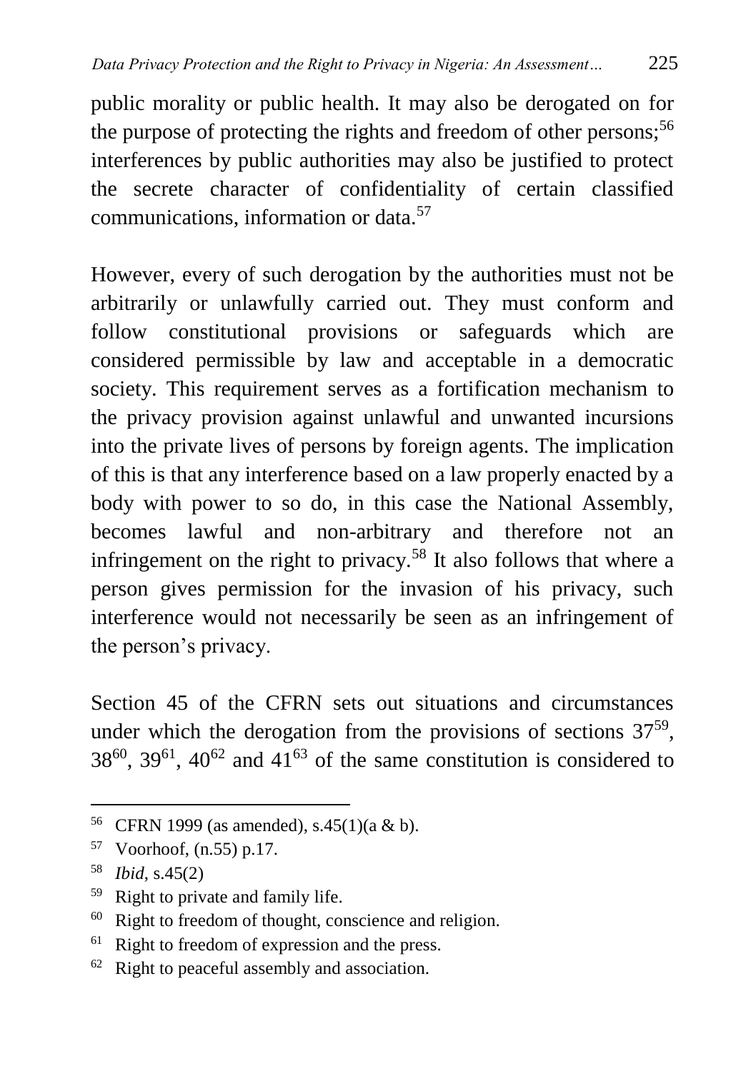public morality or public health. It may also be derogated on for the purpose of protecting the rights and freedom of other persons;[56] interferences by public authorities may also be justified to protect the secrete character of confidentiality of certain classified communications, information or data.[57]

However, every of such derogation by the authorities must not be arbitrarily or unlawfully carried out. They must conform and follow constitutional provisions or safeguards which are considered permissible by law and acceptable in a democratic society. This requirement serves as a fortification mechanism to the privacy provision against unlawful and unwanted incursions into the private lives of persons by foreign agents. The implication of this is that any interference based on a law properly enacted by a body with power to so do, in this case the National Assembly, becomes lawful and non-arbitrary and therefore not an infringement on the right to privacy.[58] It also follows that where a person gives permission for the invasion of his privacy, such interference would not necessarily be seen as an infringement of the person's privacy.

Section 45 of the CFRN sets out situations and circumstances under which the derogation from the provisions of sections 37[59], 38[60], 39[61], 40[62] and 41[63] of the same constitution is considered to

---

[56] CFRN 1999 (as amended), s.45(1)(a & b).

[57] Voorhoof, (n.55) p.17.

[58] *Ibid*, s.45(2)

[59] Right to private and family life.

[60] Right to freedom of thought, conscience and religion.

[61] Right to freedom of expression and the press.

[62] Right to peaceful assembly and association.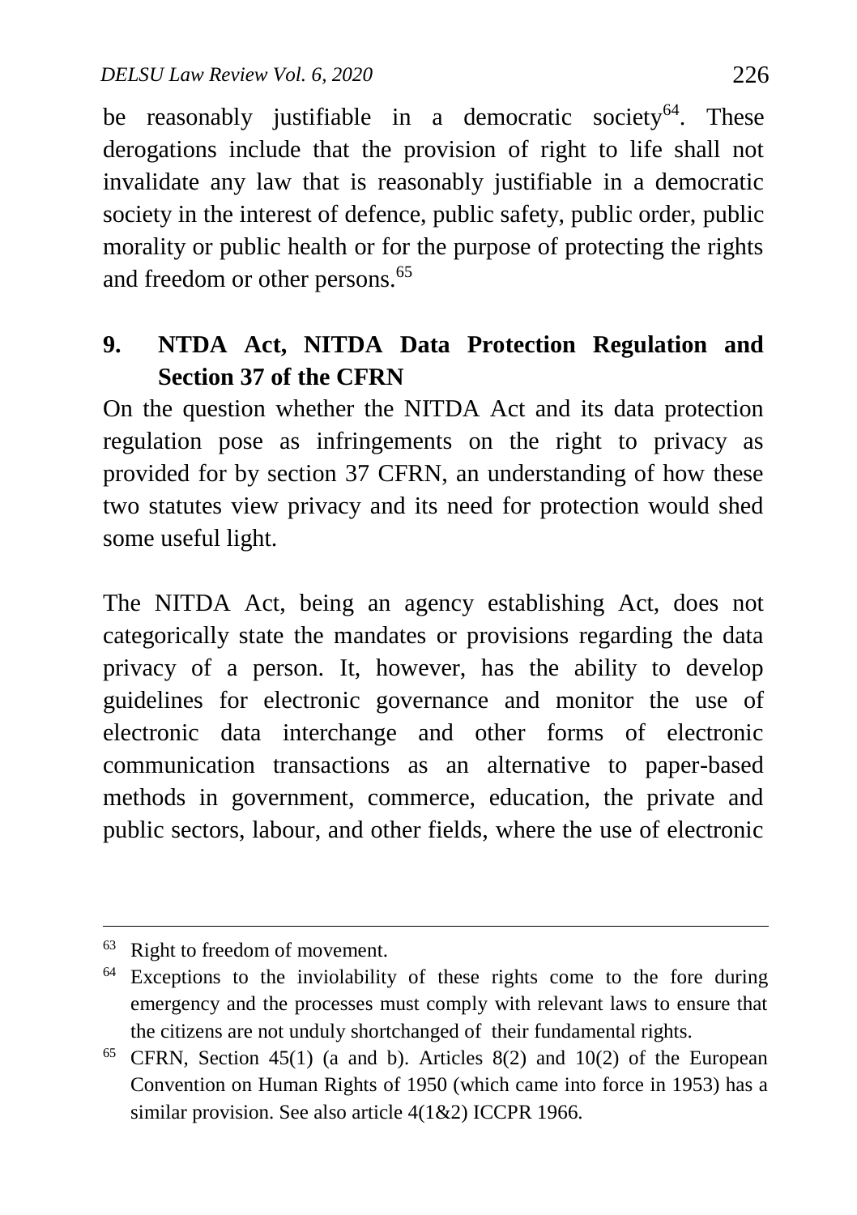be reasonably justifiable in a democratic society[64]. These derogations include that the provision of right to life shall not invalidate any law that is reasonably justifiable in a democratic society in the interest of defence, public safety, public order, public morality or public health or for the purpose of protecting the rights and freedom or other persons.[65]

## 9. NTDA Act, NITDA Data Protection Regulation and Section 37 of the CFRN

On the question whether the NITDA Act and its data protection regulation pose as infringements on the right to privacy as provided for by section 37 CFRN, an understanding of how these two statutes view privacy and its need for protection would shed some useful light.

The NITDA Act, being an agency establishing Act, does not categorically state the mandates or provisions regarding the data privacy of a person. It, however, has the ability to develop guidelines for electronic governance and monitor the use of electronic data interchange and other forms of electronic communication transactions as an alternative to paper-based methods in government, commerce, education, the private and public sectors, labour, and other fields, where the use of electronic

---

[63] Right to freedom of movement.

[64] Exceptions to the inviolability of these rights come to the fore during emergency and the processes must comply with relevant laws to ensure that the citizens are not unduly shortchanged of their fundamental rights.

[65] CFRN, Section 45(1) (a and b). Articles 8(2) and 10(2) of the European Convention on Human Rights of 1950 (which came into force in 1953) has a similar provision. See also article 4(1&2) ICCPR 1966.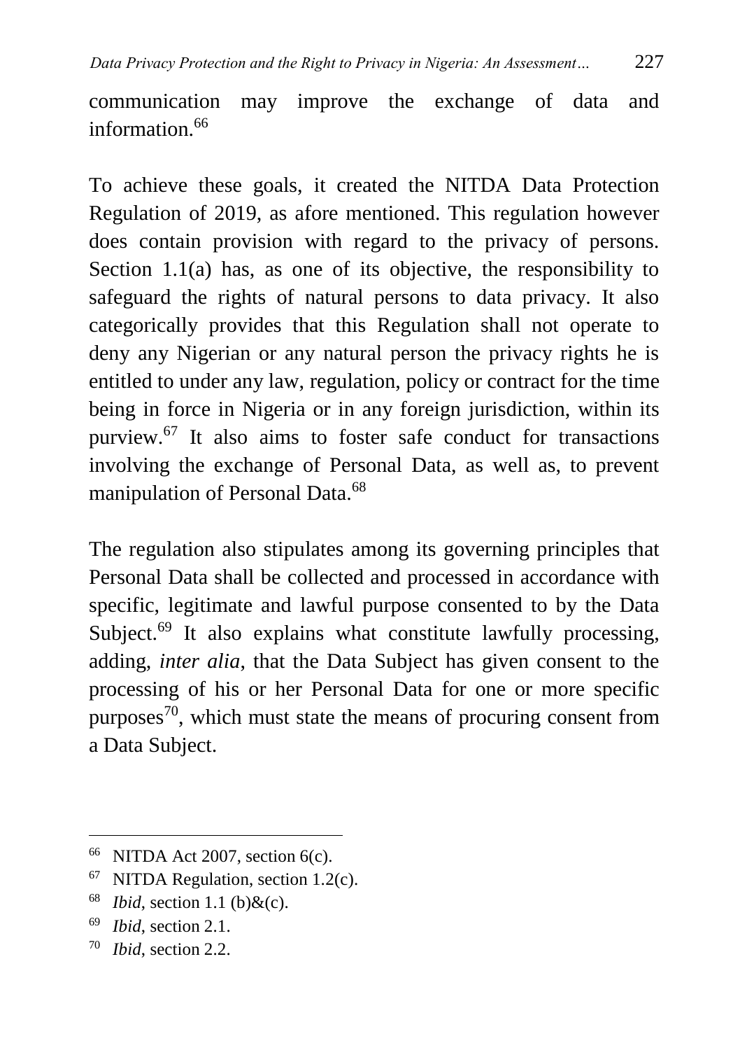communication may improve the exchange of data and information.[66]

To achieve these goals, it created the NITDA Data Protection Regulation of 2019, as afore mentioned. This regulation however does contain provision with regard to the privacy of persons. Section 1.1(a) has, as one of its objective, the responsibility to safeguard the rights of natural persons to data privacy. It also categorically provides that this Regulation shall not operate to deny any Nigerian or any natural person the privacy rights he is entitled to under any law, regulation, policy or contract for the time being in force in Nigeria or in any foreign jurisdiction, within its purview.[67] It also aims to foster safe conduct for transactions involving the exchange of Personal Data, as well as, to prevent manipulation of Personal Data.[68]

The regulation also stipulates among its governing principles that Personal Data shall be collected and processed in accordance with specific, legitimate and lawful purpose consented to by the Data Subject.[69] It also explains what constitute lawfully processing, adding, *inter alia*, that the Data Subject has given consent to the processing of his or her Personal Data for one or more specific purposes[70], which must state the means of procuring consent from a Data Subject.

---

[66] NITDA Act 2007, section 6(c).

[67] NITDA Regulation, section 1.2(c).

[68] *Ibid*, section 1.1 (b)&(c).

[69] *Ibid*, section 2.1.

[70] *Ibid*, section 2.2.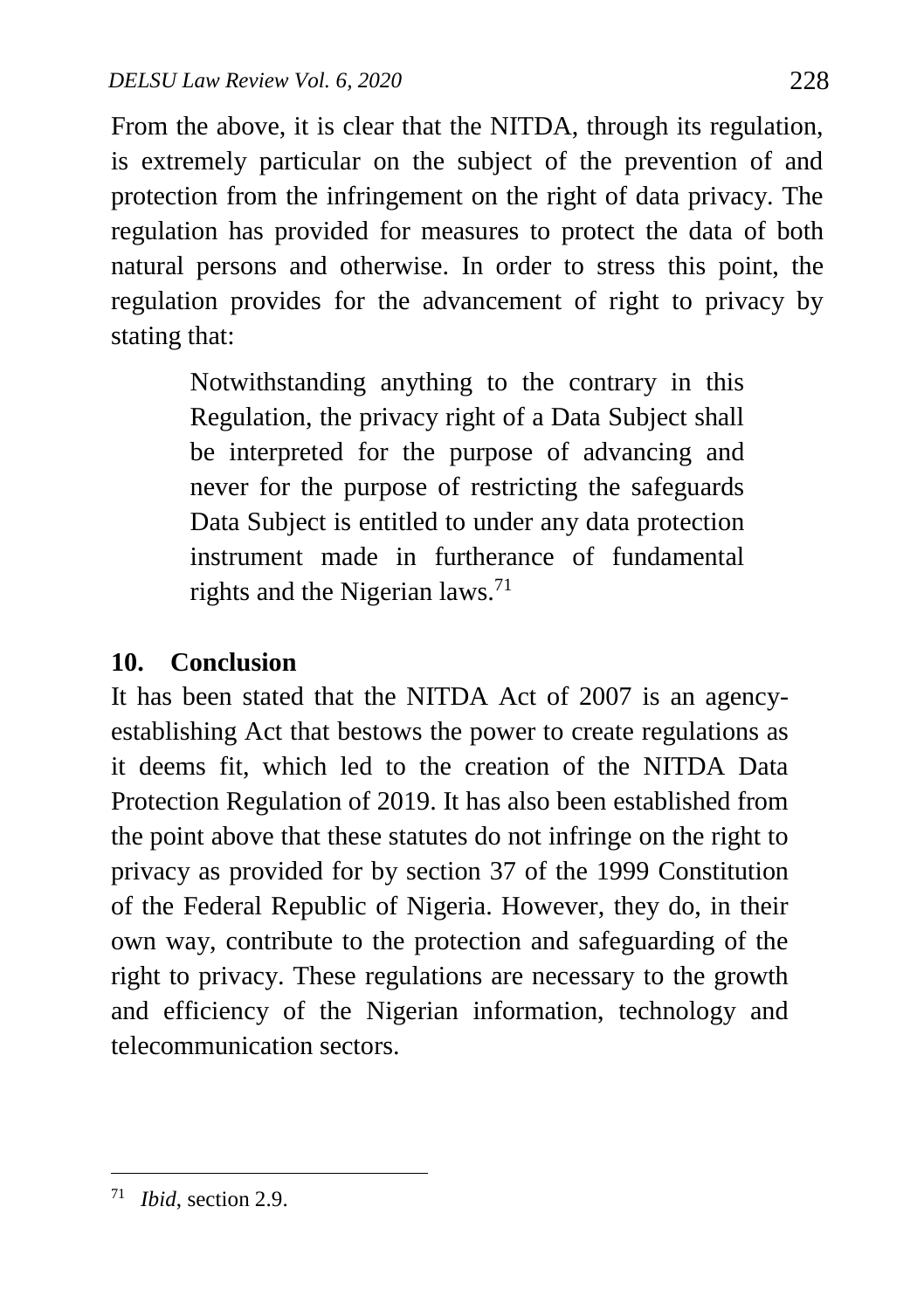From the above, it is clear that the NITDA, through its regulation, is extremely particular on the subject of the prevention of and protection from the infringement on the right of data privacy. The regulation has provided for measures to protect the data of both natural persons and otherwise. In order to stress this point, the regulation provides for the advancement of right to privacy by stating that:

> Notwithstanding anything to the contrary in this Regulation, the privacy right of a Data Subject shall be interpreted for the purpose of advancing and never for the purpose of restricting the safeguards Data Subject is entitled to under any data protection instrument made in furtherance of fundamental rights and the Nigerian laws.[71]

## 10. Conclusion

It has been stated that the NITDA Act of 2007 is an agency-establishing Act that bestows the power to create regulations as it deems fit, which led to the creation of the NITDA Data Protection Regulation of 2019. It has also been established from the point above that these statutes do not infringe on the right to privacy as provided for by section 37 of the 1999 Constitution of the Federal Republic of Nigeria. However, they do, in their own way, contribute to the protection and safeguarding of the right to privacy. These regulations are necessary to the growth and efficiency of the Nigerian information, technology and telecommunication sectors.

---

[71] *Ibid*, section 2.9.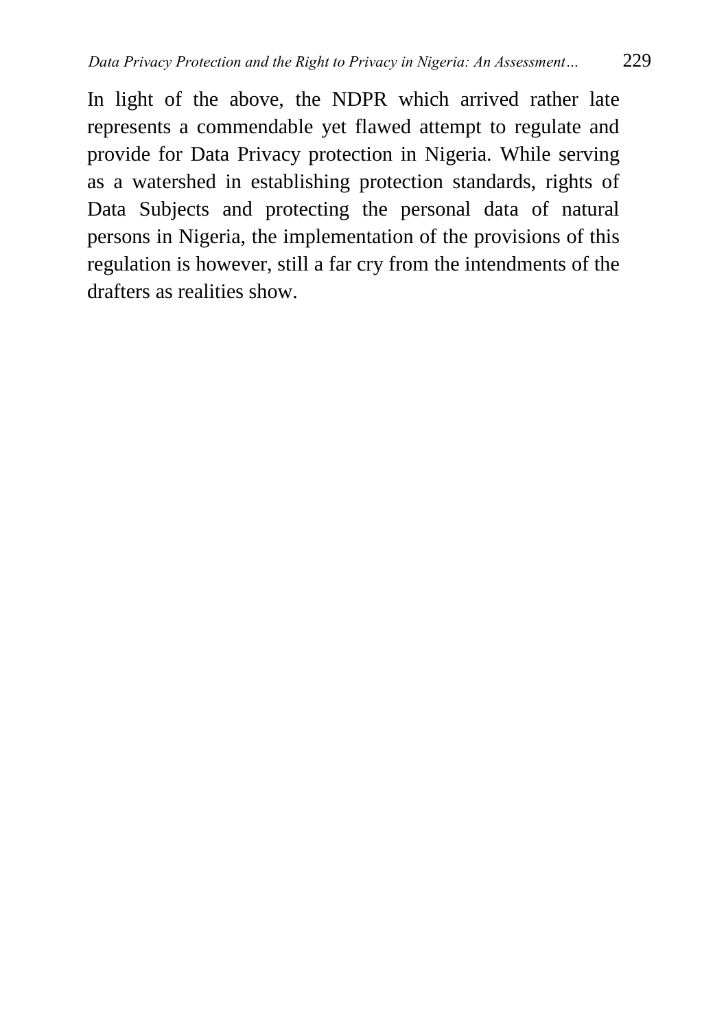In light of the above, the NDPR which arrived rather late represents a commendable yet flawed attempt to regulate and provide for Data Privacy protection in Nigeria. While serving as a watershed in establishing protection standards, rights of Data Subjects and protecting the personal data of natural persons in Nigeria, the implementation of the provisions of this regulation is however, still a far cry from the intendments of the drafters as realities show.